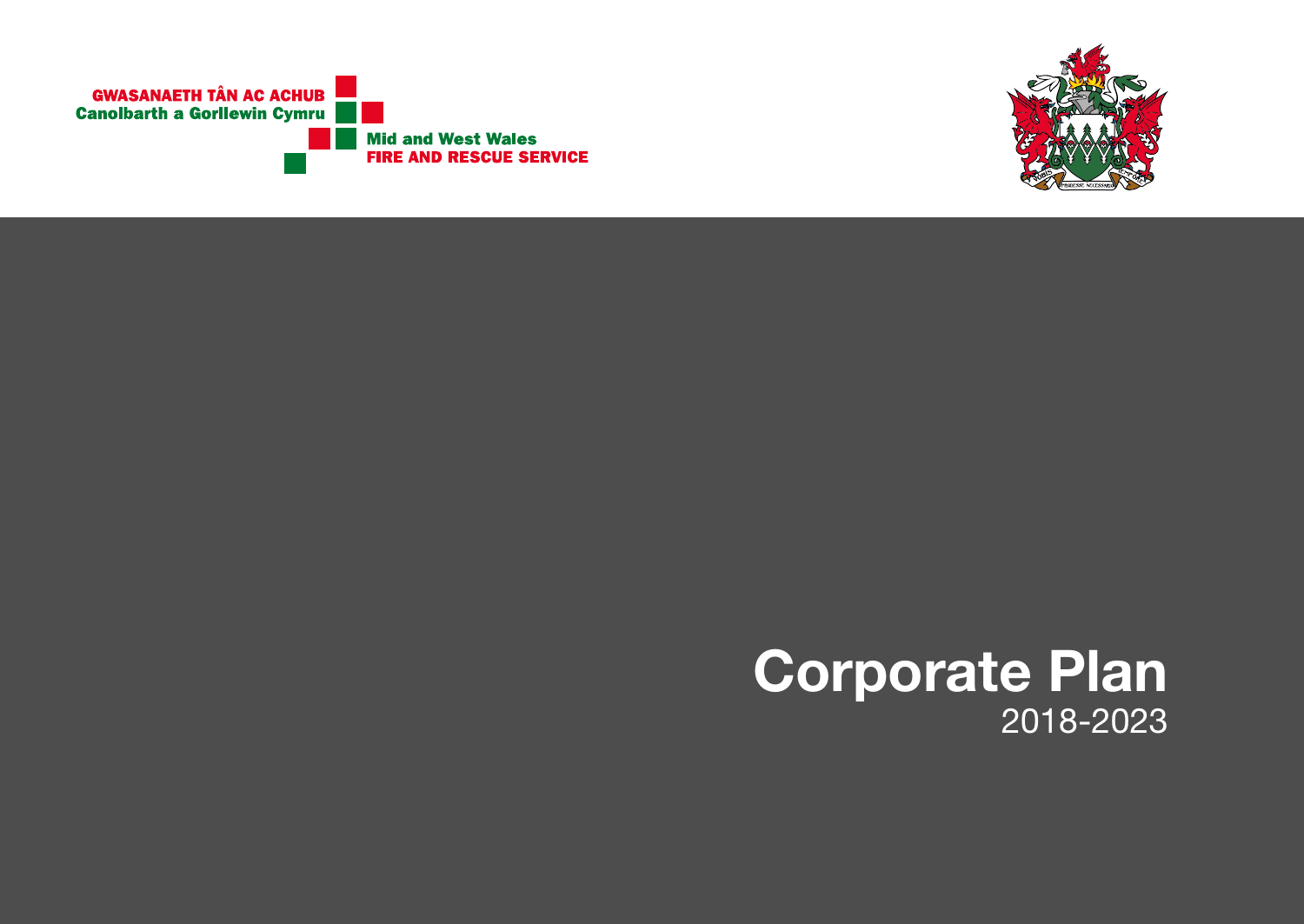GWASANAETH TÂN AC ACHUB
Canolbarth a Gorllewin Cymru

Mid and West Wales
FIRE AND RESCUE SERVICE

# Corporate Plan

2018-2023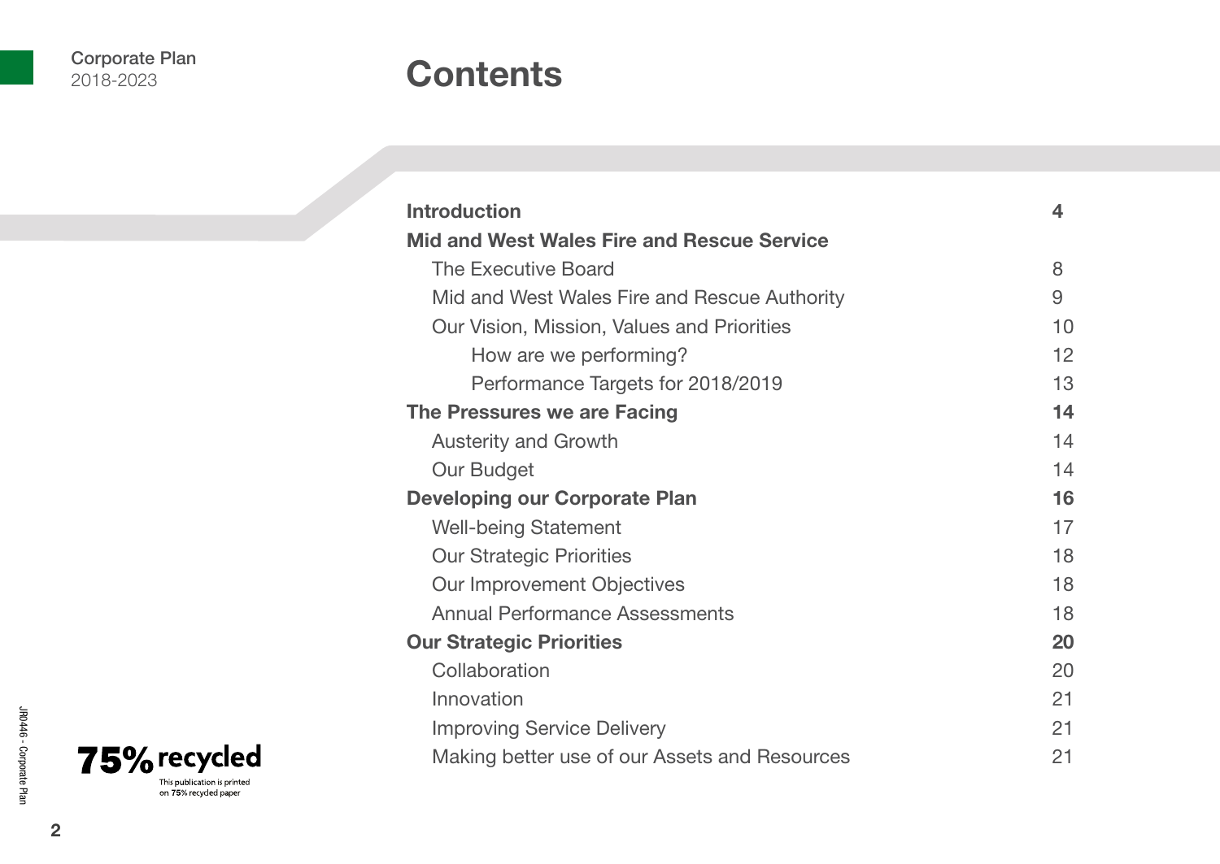# Contents

| | |
|---|---|
| **Introduction** | **4** |
| **Mid and West Wales Fire and Rescue Service** | |
| The Executive Board | 8 |
| Mid and West Wales Fire and Rescue Authority | 9 |
| Our Vision, Mission, Values and Priorities | 10 |
| How are we performing? | 12 |
| Performance Targets for 2018/2019 | 13 |
| **The Pressures we are Facing** | **14** |
| Austerity and Growth | 14 |
| Our Budget | 14 |
| **Developing our Corporate Plan** | **16** |
| Well-being Statement | 17 |
| Our Strategic Priorities | 18 |
| Our Improvement Objectives | 18 |
| Annual Performance Assessments | 18 |
| **Our Strategic Priorities** | **20** |
| Collaboration | 20 |
| Innovation | 21 |
| Improving Service Delivery | 21 |
| Making better use of our Assets and Resources | 21 |

75% recycled

This publication is printed on 75% recycled paper

JR0446 - Corporate Plan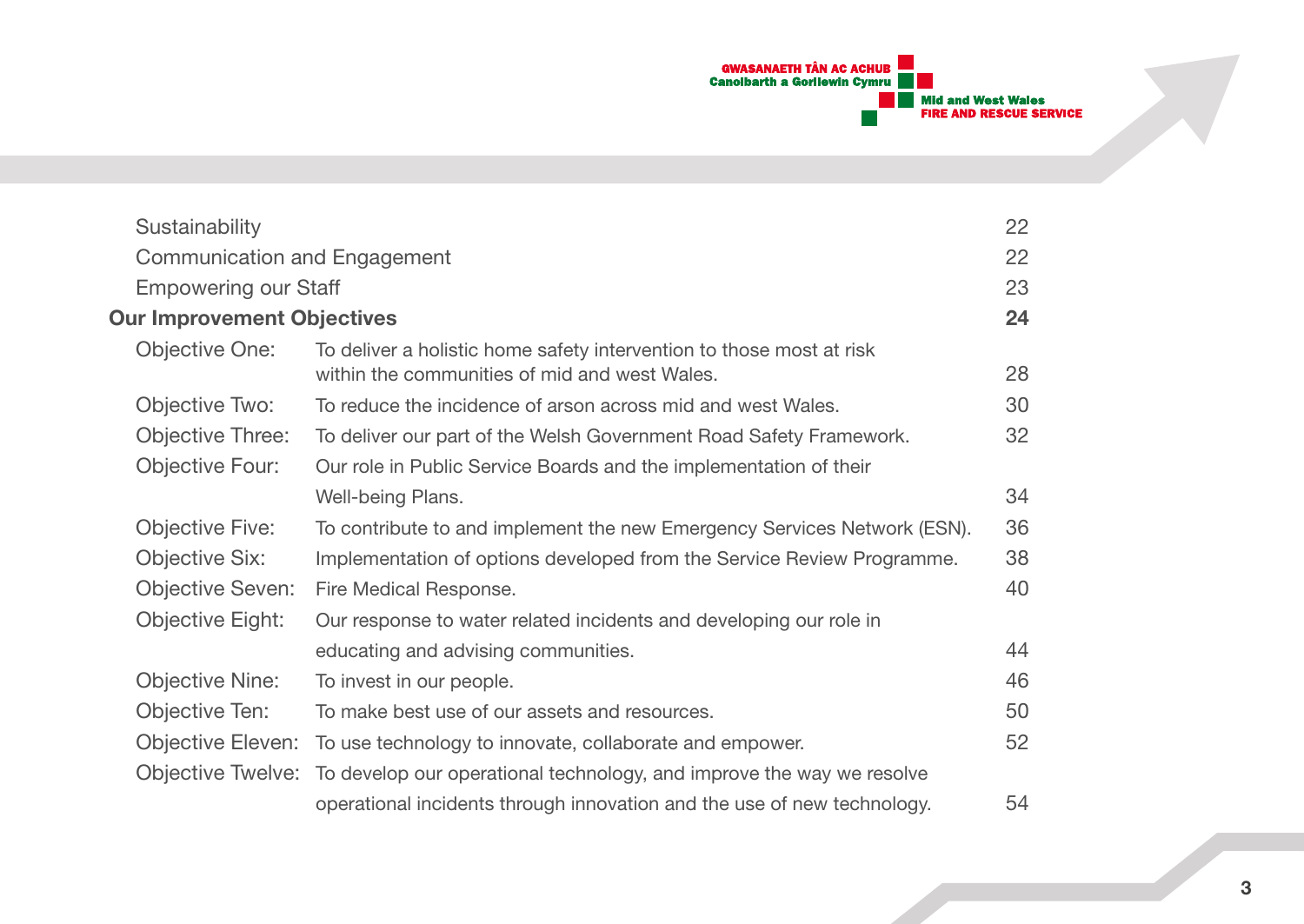| | | |
|---|---|---|
| Sustainability | | 22 |
| Communication and Engagement | | 22 |
| Empowering our Staff | | 23 |
| **Our Improvement Objectives** | | **24** |
| Objective One: | To deliver a holistic home safety intervention to those most at risk within the communities of mid and west Wales. | 28 |
| Objective Two: | To reduce the incidence of arson across mid and west Wales. | 30 |
| Objective Three: | To deliver our part of the Welsh Government Road Safety Framework. | 32 |
| Objective Four: | Our role in Public Service Boards and the implementation of their Well-being Plans. | 34 |
| Objective Five: | To contribute to and implement the new Emergency Services Network (ESN). | 36 |
| Objective Six: | Implementation of options developed from the Service Review Programme. | 38 |
| Objective Seven: | Fire Medical Response. | 40 |
| Objective Eight: | Our response to water related incidents and developing our role in educating and advising communities. | 44 |
| Objective Nine: | To invest in our people. | 46 |
| Objective Ten: | To make best use of our assets and resources. | 50 |
| Objective Eleven: | To use technology to innovate, collaborate and empower. | 52 |
| Objective Twelve: | To develop our operational technology, and improve the way we resolve operational incidents through innovation and the use of new technology. | 54 |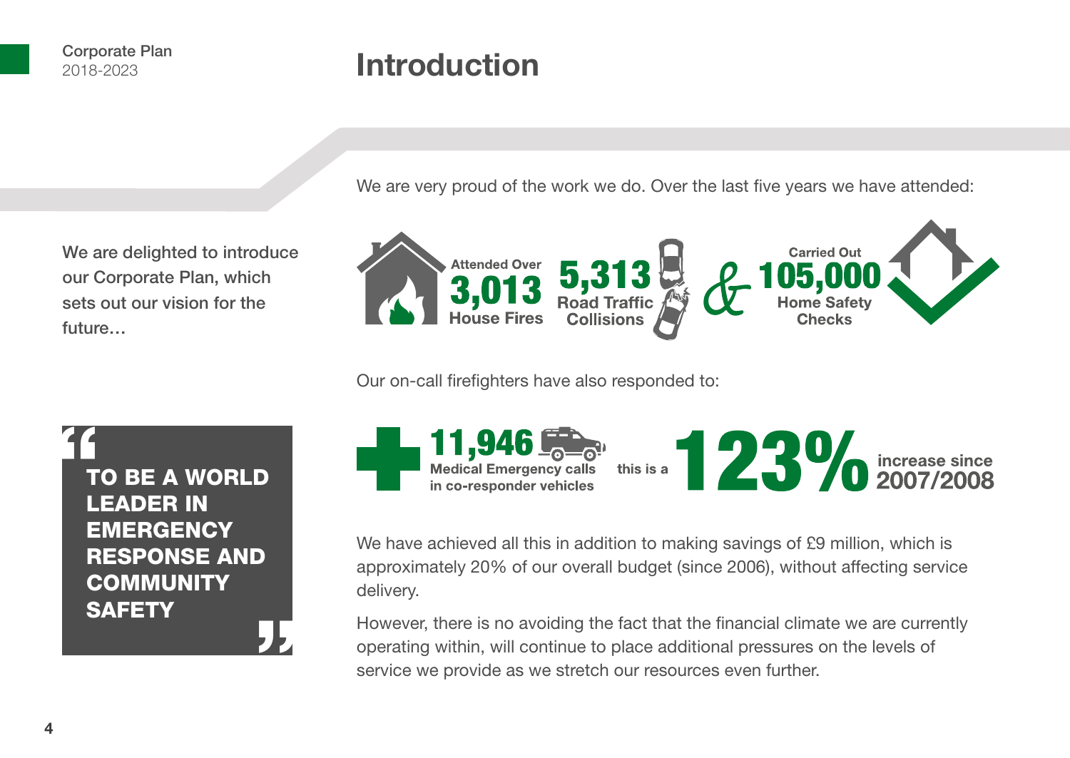# Introduction

We are delighted to introduce our Corporate Plan, which sets out our vision for the future…

> **"TO BE A WORLD LEADER IN EMERGENCY RESPONSE AND COMMUNITY SAFETY"**

We are very proud of the work we do. Over the last five years we have attended:

Attended Over **3,013** House Fires

**5,313** Road Traffic Collisions

&

Carried Out **105,000** Home Safety Checks

Our on-call firefighters have also responded to:

**11,946** Medical Emergency calls in co-responder vehicles

this is a **123%** increase since 2007/2008

We have achieved all this in addition to making savings of £9 million, which is approximately 20% of our overall budget (since 2006), without affecting service delivery.

However, there is no avoiding the fact that the financial climate we are currently operating within, will continue to place additional pressures on the levels of service we provide as we stretch our resources even further.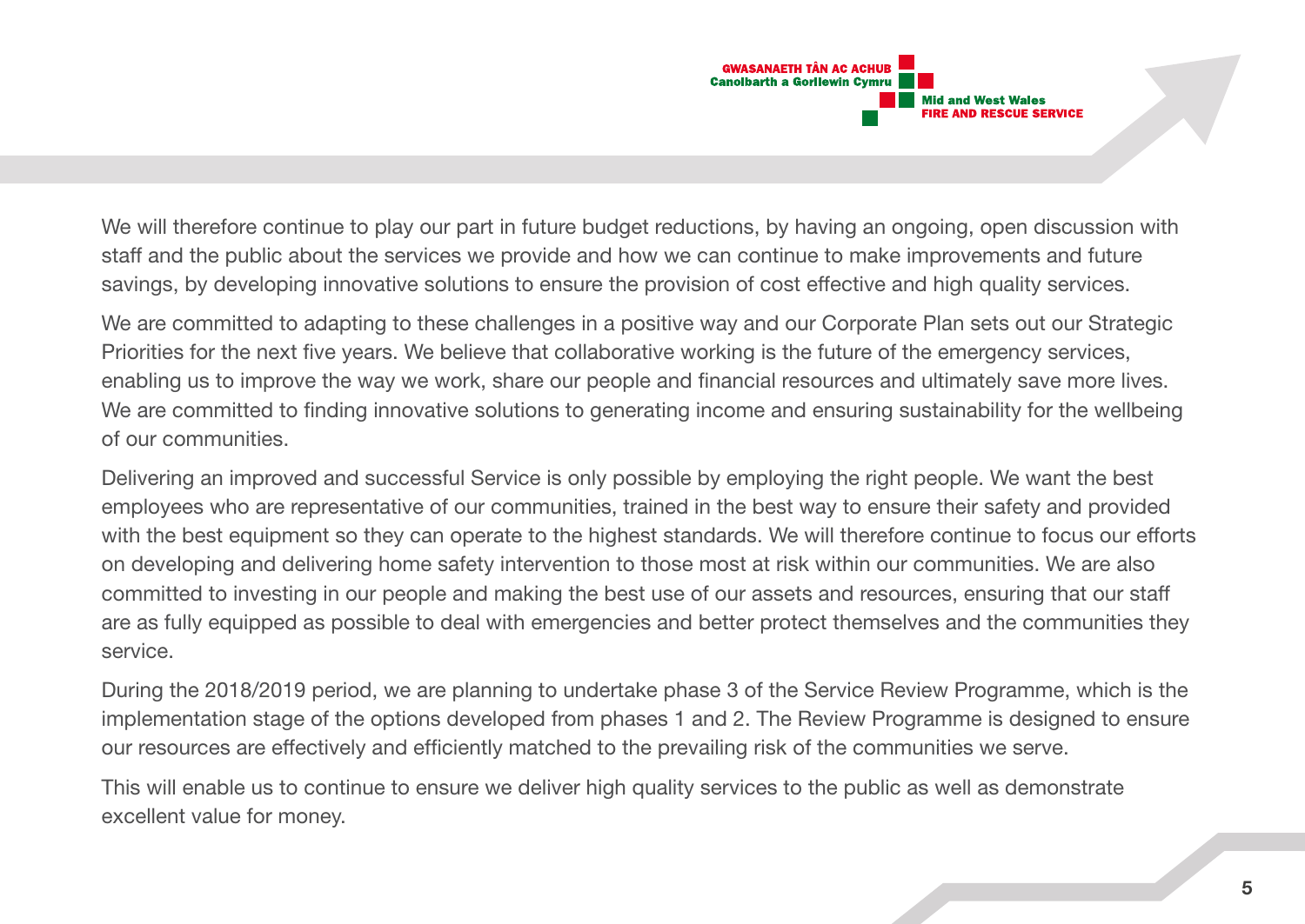We will therefore continue to play our part in future budget reductions, by having an ongoing, open discussion with staff and the public about the services we provide and how we can continue to make improvements and future savings, by developing innovative solutions to ensure the provision of cost effective and high quality services.

We are committed to adapting to these challenges in a positive way and our Corporate Plan sets out our Strategic Priorities for the next five years. We believe that collaborative working is the future of the emergency services, enabling us to improve the way we work, share our people and financial resources and ultimately save more lives. We are committed to finding innovative solutions to generating income and ensuring sustainability for the wellbeing of our communities.

Delivering an improved and successful Service is only possible by employing the right people. We want the best employees who are representative of our communities, trained in the best way to ensure their safety and provided with the best equipment so they can operate to the highest standards. We will therefore continue to focus our efforts on developing and delivering home safety intervention to those most at risk within our communities. We are also committed to investing in our people and making the best use of our assets and resources, ensuring that our staff are as fully equipped as possible to deal with emergencies and better protect themselves and the communities they service.

During the 2018/2019 period, we are planning to undertake phase 3 of the Service Review Programme, which is the implementation stage of the options developed from phases 1 and 2. The Review Programme is designed to ensure our resources are effectively and efficiently matched to the prevailing risk of the communities we serve.

This will enable us to continue to ensure we deliver high quality services to the public as well as demonstrate excellent value for money.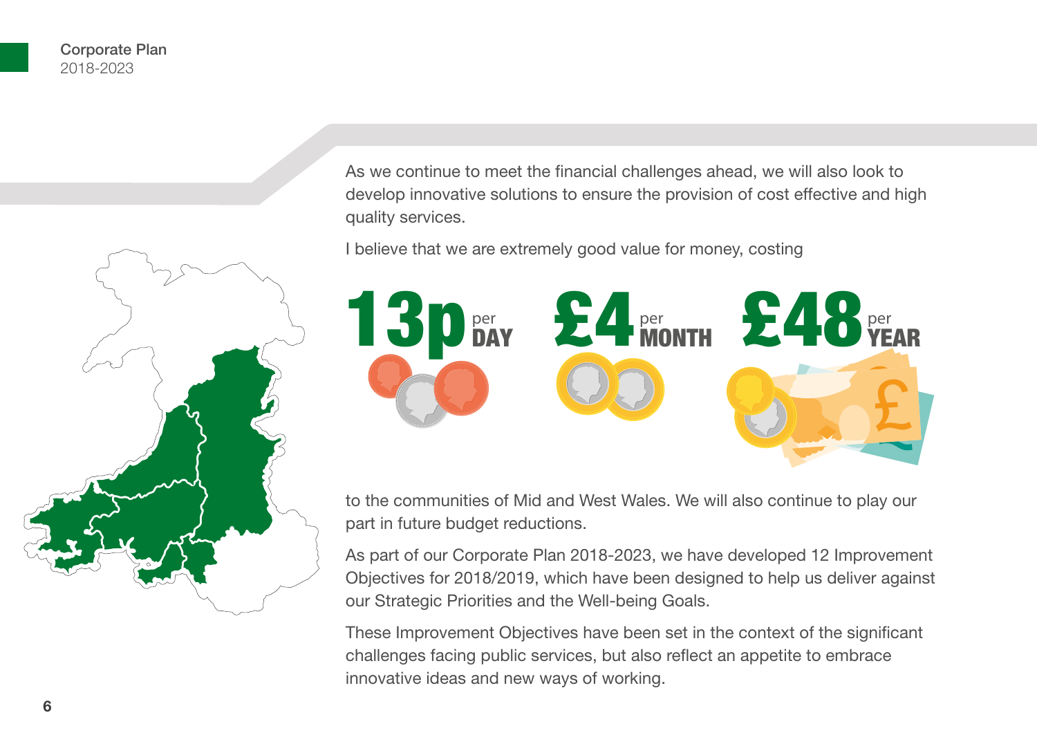As we continue to meet the financial challenges ahead, we will also look to develop innovative solutions to ensure the provision of cost effective and high quality services.

I believe that we are extremely good value for money, costing

**13p** per **DAY** **£4** per **MONTH** **£48** per **YEAR**

to the communities of Mid and West Wales. We will also continue to play our part in future budget reductions.

As part of our Corporate Plan 2018-2023, we have developed 12 Improvement Objectives for 2018/2019, which have been designed to help us deliver against our Strategic Priorities and the Well-being Goals.

These Improvement Objectives have been set in the context of the significant challenges facing public services, but also reflect an appetite to embrace innovative ideas and new ways of working.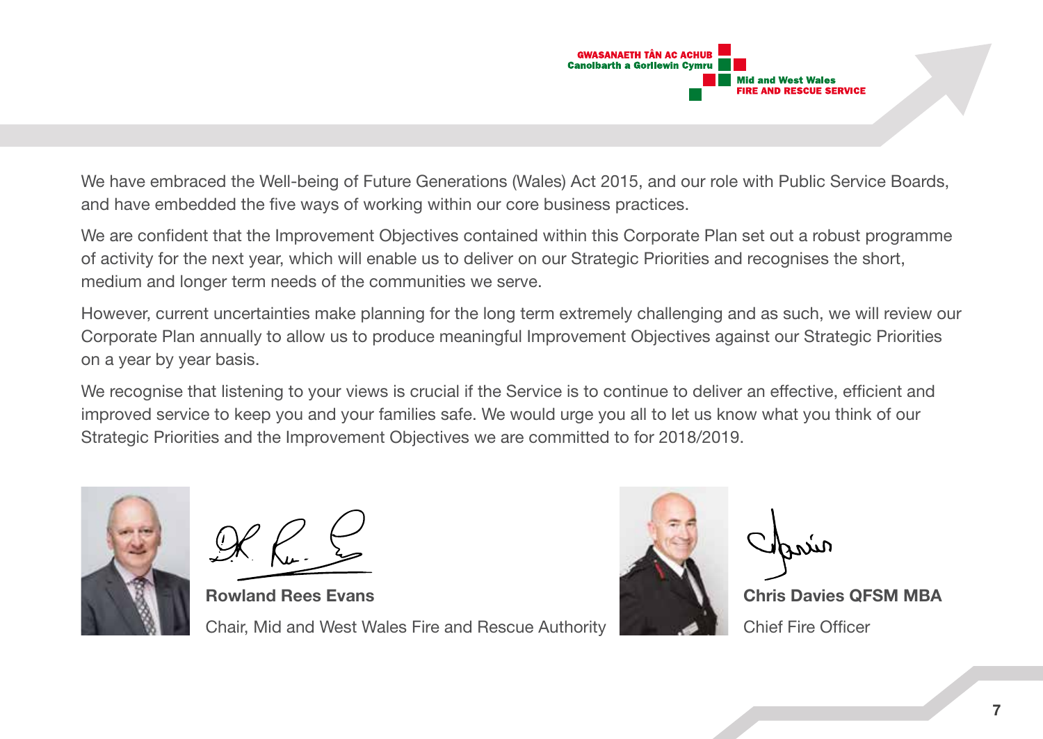We have embraced the Well-being of Future Generations (Wales) Act 2015, and our role with Public Service Boards, and have embedded the five ways of working within our core business practices.

We are confident that the Improvement Objectives contained within this Corporate Plan set out a robust programme of activity for the next year, which will enable us to deliver on our Strategic Priorities and recognises the short, medium and longer term needs of the communities we serve.

However, current uncertainties make planning for the long term extremely challenging and as such, we will review our Corporate Plan annually to allow us to produce meaningful Improvement Objectives against our Strategic Priorities on a year by year basis.

We recognise that listening to your views is crucial if the Service is to continue to deliver an effective, efficient and improved service to keep you and your families safe. We would urge you all to let us know what you think of our Strategic Priorities and the Improvement Objectives we are committed to for 2018/2019.

**Rowland Rees Evans**

Chair, Mid and West Wales Fire and Rescue Authority

**Chris Davies QFSM MBA**

Chief Fire Officer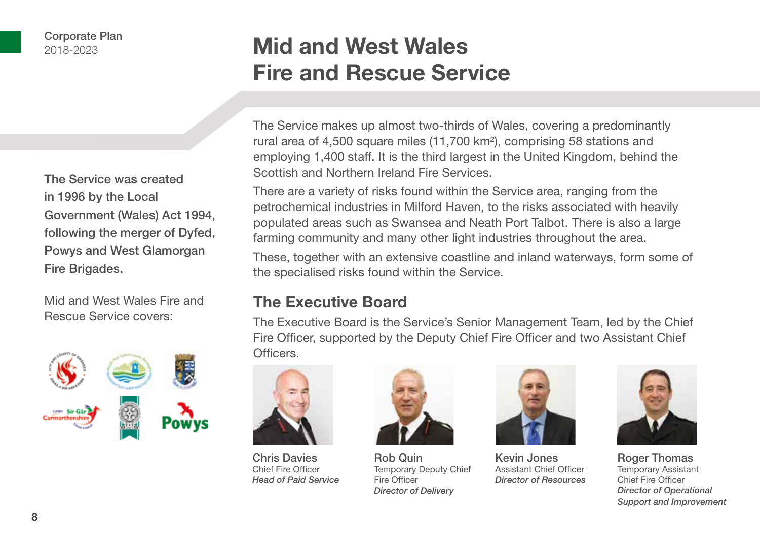# Mid and West Wales Fire and Rescue Service

**The Service was created in 1996 by the Local Government (Wales) Act 1994, following the merger of Dyfed, Powys and West Glamorgan Fire Brigades.**

Mid and West Wales Fire and Rescue Service covers:

The Service makes up almost two-thirds of Wales, covering a predominantly rural area of 4,500 square miles (11,700 km²), comprising 58 stations and employing 1,400 staff. It is the third largest in the United Kingdom, behind the Scottish and Northern Ireland Fire Services.

There are a variety of risks found within the Service area, ranging from the petrochemical industries in Milford Haven, to the risks associated with heavily populated areas such as Swansea and Neath Port Talbot. There is also a large farming community and many other light industries throughout the area.

These, together with an extensive coastline and inland waterways, form some of the specialised risks found within the Service.

## The Executive Board

The Executive Board is the Service's Senior Management Team, led by the Chief Fire Officer, supported by the Deputy Chief Fire Officer and two Assistant Chief Officers.

**Chris Davies**
Chief Fire Officer
*Head of Paid Service*

**Rob Quin**
Temporary Deputy Chief Fire Officer
*Director of Delivery*

**Kevin Jones**
Assistant Chief Officer
*Director of Resources*

**Roger Thomas**
Temporary Assistant Chief Fire Officer
*Director of Operational Support and Improvement*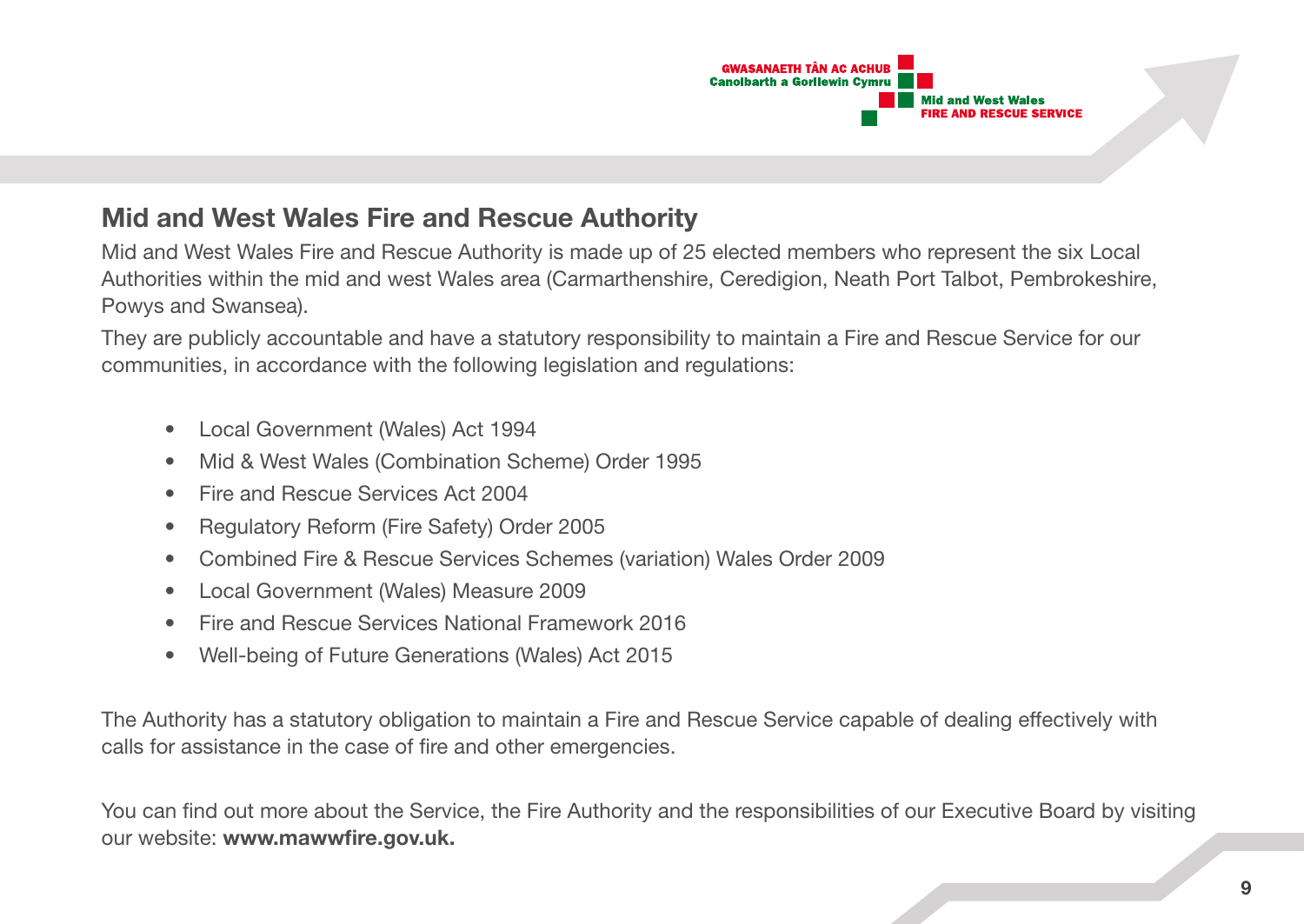## Mid and West Wales Fire and Rescue Authority

Mid and West Wales Fire and Rescue Authority is made up of 25 elected members who represent the six Local Authorities within the mid and west Wales area (Carmarthenshire, Ceredigion, Neath Port Talbot, Pembrokeshire, Powys and Swansea).

They are publicly accountable and have a statutory responsibility to maintain a Fire and Rescue Service for our communities, in accordance with the following legislation and regulations:

- Local Government (Wales) Act 1994
- Mid & West Wales (Combination Scheme) Order 1995
- Fire and Rescue Services Act 2004
- Regulatory Reform (Fire Safety) Order 2005
- Combined Fire & Rescue Services Schemes (variation) Wales Order 2009
- Local Government (Wales) Measure 2009
- Fire and Rescue Services National Framework 2016
- Well-being of Future Generations (Wales) Act 2015

The Authority has a statutory obligation to maintain a Fire and Rescue Service capable of dealing effectively with calls for assistance in the case of fire and other emergencies.

You can find out more about the Service, the Fire Authority and the responsibilities of our Executive Board by visiting our website: **www.mawwfire.gov.uk.**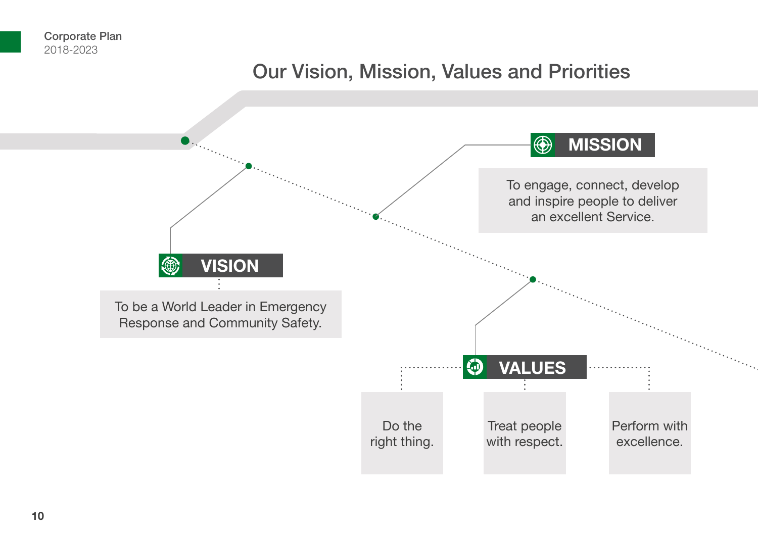# Our Vision, Mission, Values and Priorities

## VISION

To be a World Leader in Emergency Response and Community Safety.

## MISSION

To engage, connect, develop and inspire people to deliver an excellent Service.

## VALUES

- Do the right thing.
- Treat people with respect.
- Perform with excellence.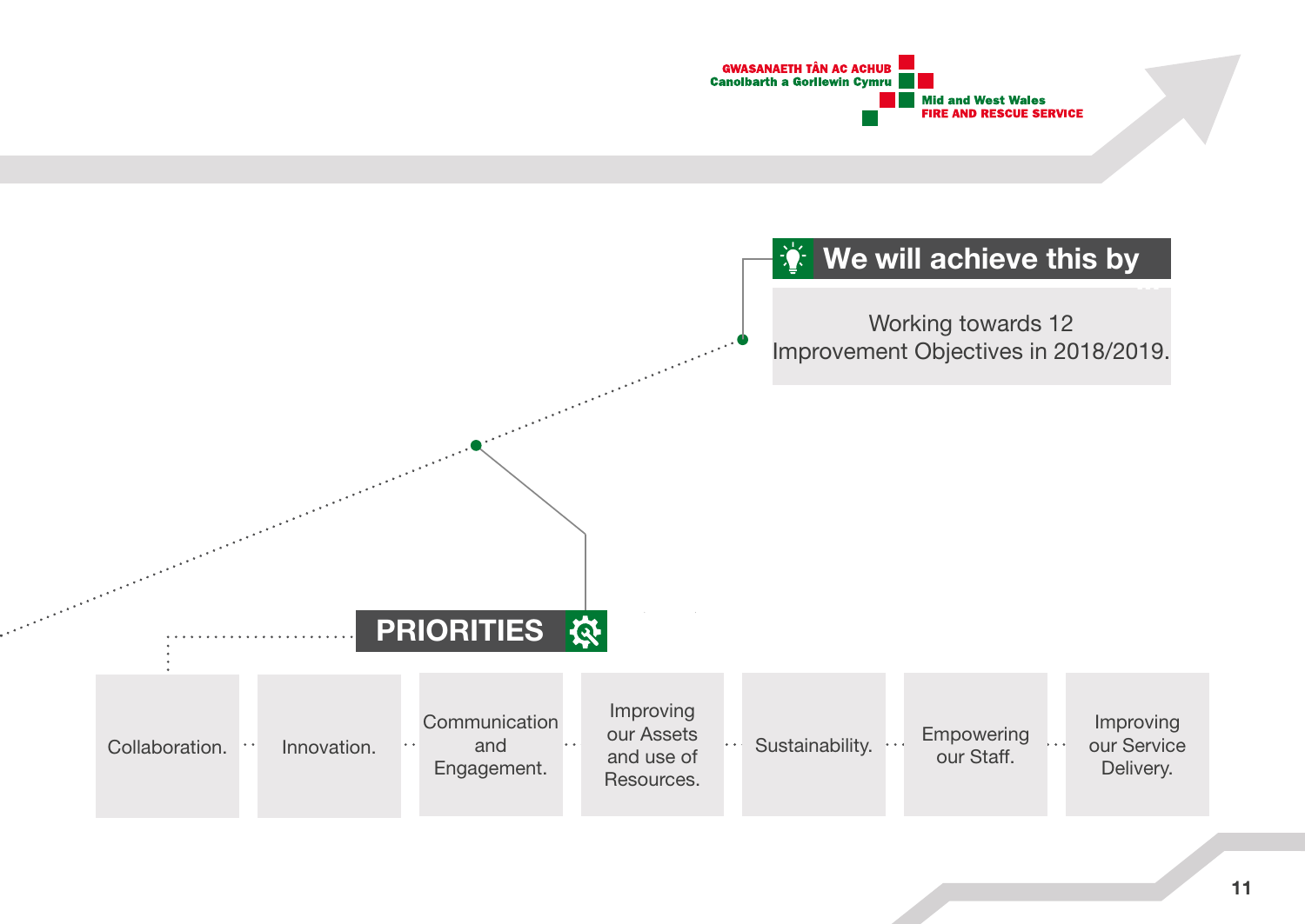GWASANAETH TÂN AC ACHUB
Canolbarth a Gorllewin Cymru

Mid and West Wales
FIRE AND RESCUE SERVICE

## We will achieve this by

Working towards 12 Improvement Objectives in 2018/2019.

## PRIORITIES

- Collaboration.
- Innovation.
- Communication and Engagement.
- Improving our Assets and use of Resources.
- Sustainability.
- Empowering our Staff.
- Improving our Service Delivery.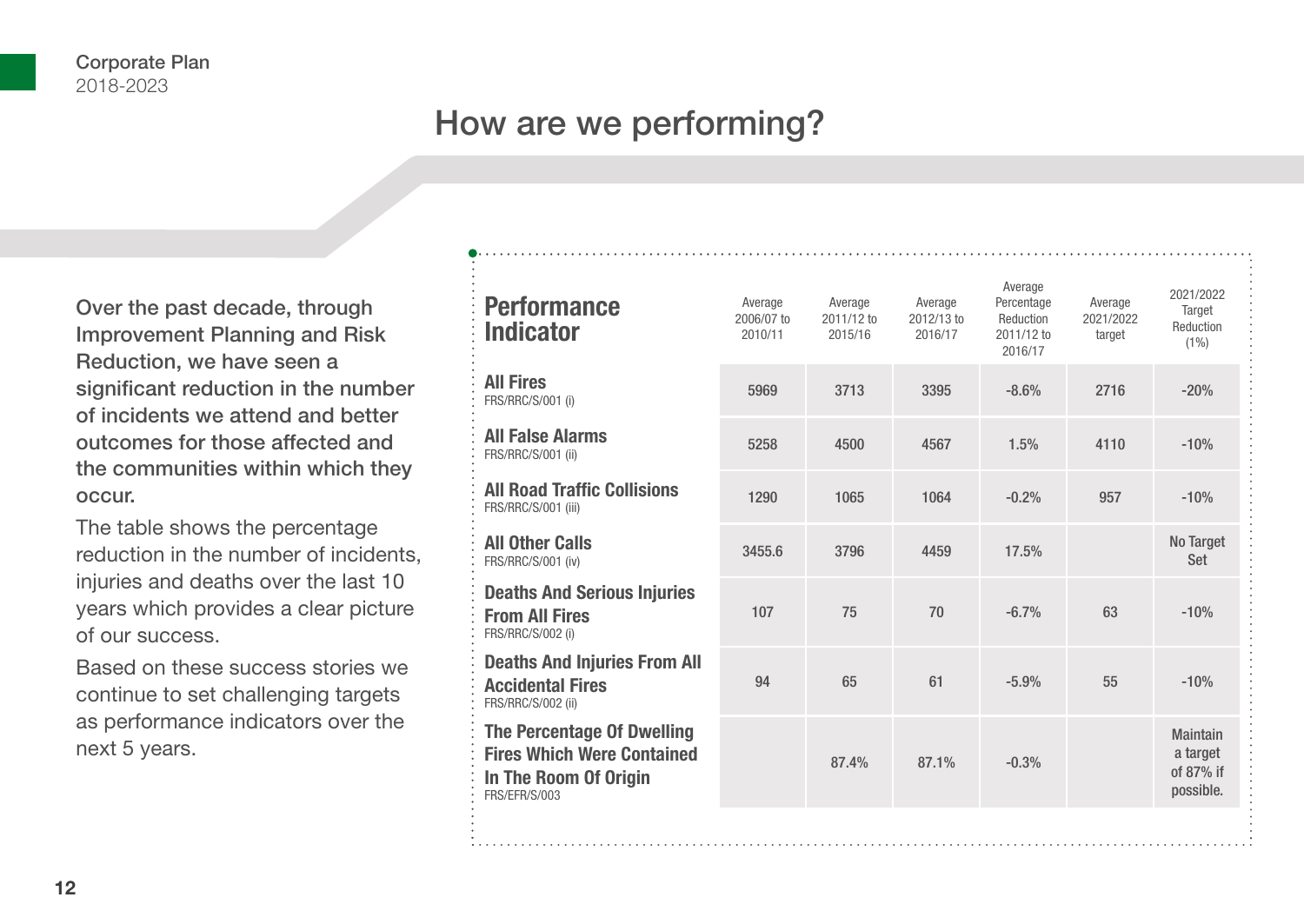# How are we performing?

Over the past decade, through Improvement Planning and Risk Reduction, we have seen a significant reduction in the number of incidents we attend and better outcomes for those affected and the communities within which they occur.

The table shows the percentage reduction in the number of incidents, injuries and deaths over the last 10 years which provides a clear picture of our success.

Based on these success stories we continue to set challenging targets as performance indicators over the next 5 years.

| Performance Indicator | Average 2006/07 to 2010/11 | Average 2011/12 to 2015/16 | Average 2012/13 to 2016/17 | Average Percentage Reduction 2011/12 to 2016/17 | Average 2021/2022 target | 2021/2022 Target Reduction (1%) |
|---|---|---|---|---|---|---|
| **All Fires** FRS/RRC/S/001 (i) | 5969 | 3713 | 3395 | -8.6% | 2716 | -20% |
| **All False Alarms** FRS/RRC/S/001 (ii) | 5258 | 4500 | 4567 | 1.5% | 4110 | -10% |
| **All Road Traffic Collisions** FRS/RRC/S/001 (iii) | 1290 | 1065 | 1064 | -0.2% | 957 | -10% |
| **All Other Calls** FRS/RRC/S/001 (iv) | 3455.6 | 3796 | 4459 | 17.5% | | No Target Set |
| **Deaths And Serious Injuries From All Fires** FRS/RRC/S/002 (i) | 107 | 75 | 70 | -6.7% | 63 | -10% |
| **Deaths And Injuries From All Accidental Fires** FRS/RRC/S/002 (ii) | 94 | 65 | 61 | -5.9% | 55 | -10% |
| **The Percentage Of Dwelling Fires Which Were Contained In The Room Of Origin** FRS/EFR/S/003 | | 87.4% | 87.1% | -0.3% | | Maintain a target of 87% if possible. |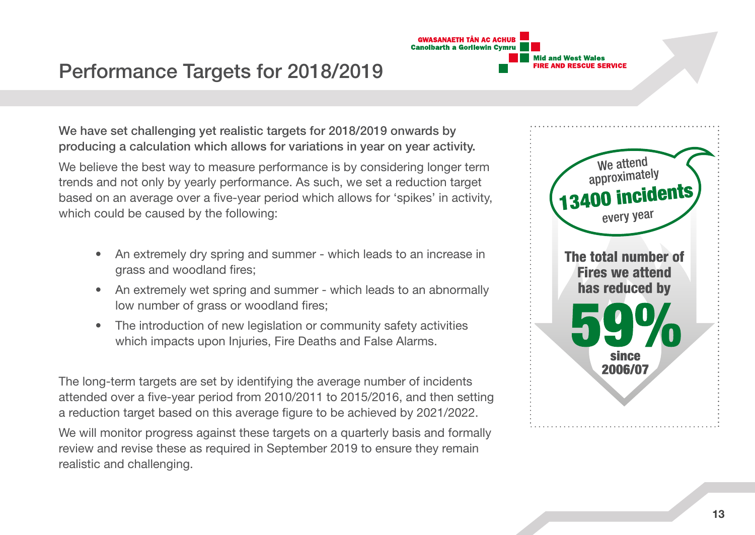# Performance Targets for 2018/2019

**We have set challenging yet realistic targets for 2018/2019 onwards by producing a calculation which allows for variations in year on year activity.**

We believe the best way to measure performance is by considering longer term trends and not only by yearly performance. As such, we set a reduction target based on an average over a five-year period which allows for 'spikes' in activity, which could be caused by the following:

- An extremely dry spring and summer - which leads to an increase in grass and woodland fires;
- An extremely wet spring and summer - which leads to an abnormally low number of grass or woodland fires;
- The introduction of new legislation or community safety activities which impacts upon Injuries, Fire Deaths and False Alarms.

The long-term targets are set by identifying the average number of incidents attended over a five-year period from 2010/2011 to 2015/2016, and then setting a reduction target based on this average figure to be achieved by 2021/2022.

We will monitor progress against these targets on a quarterly basis and formally review and revise these as required in September 2019 to ensure they remain realistic and challenging.

We attend approximately **13400 incidents** every year

**The total number of Fires we attend has reduced by 59% since 2006/07**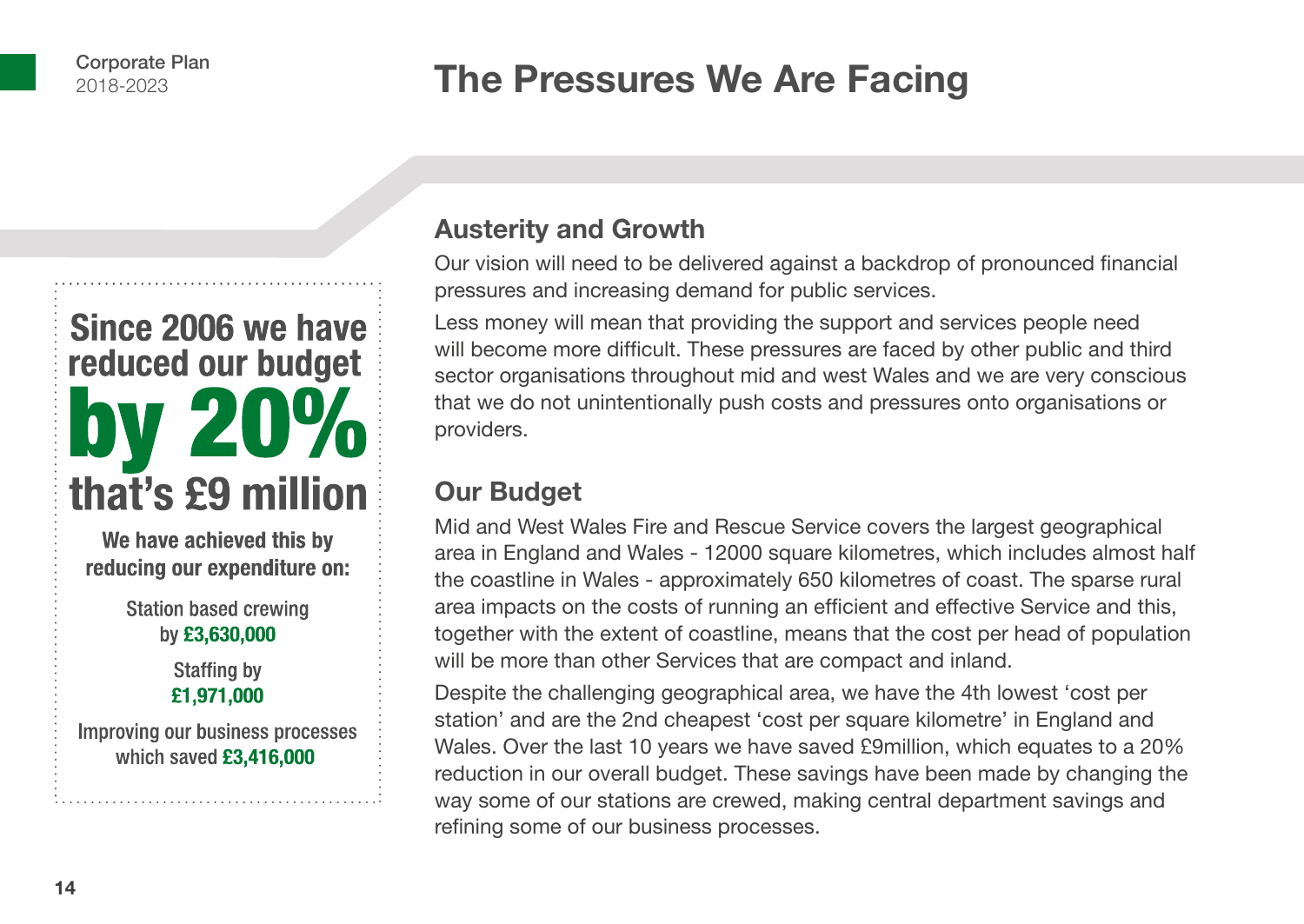# The Pressures We Are Facing

**Since 2006 we have reduced our budget by 20% that's £9 million**

**We have achieved this by reducing our expenditure on:**

Station based crewing by **£3,630,000**

Staffing by **£1,971,000**

Improving our business processes which saved **£3,416,000**

## Austerity and Growth

Our vision will need to be delivered against a backdrop of pronounced financial pressures and increasing demand for public services.

Less money will mean that providing the support and services people need will become more difficult. These pressures are faced by other public and third sector organisations throughout mid and west Wales and we are very conscious that we do not unintentionally push costs and pressures onto organisations or providers.

## Our Budget

Mid and West Wales Fire and Rescue Service covers the largest geographical area in England and Wales - 12000 square kilometres, which includes almost half the coastline in Wales - approximately 650 kilometres of coast. The sparse rural area impacts on the costs of running an efficient and effective Service and this, together with the extent of coastline, means that the cost per head of population will be more than other Services that are compact and inland.

Despite the challenging geographical area, we have the 4th lowest 'cost per station' and are the 2nd cheapest 'cost per square kilometre' in England and Wales. Over the last 10 years we have saved £9million, which equates to a 20% reduction in our overall budget. These savings have been made by changing the way some of our stations are crewed, making central department savings and refining some of our business processes.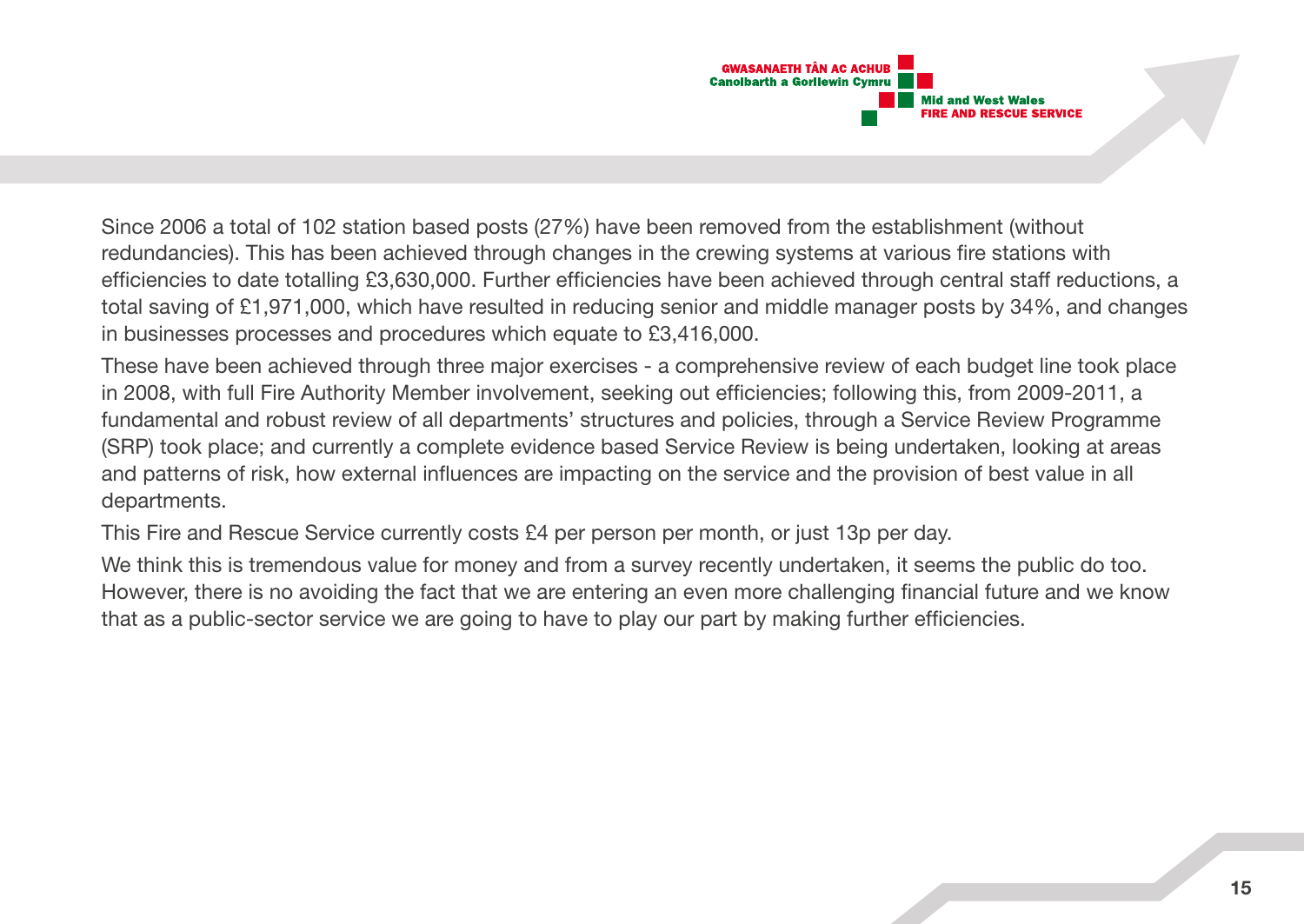Since 2006 a total of 102 station based posts (27%) have been removed from the establishment (without redundancies). This has been achieved through changes in the crewing systems at various fire stations with efficiencies to date totalling £3,630,000. Further efficiencies have been achieved through central staff reductions, a total saving of £1,971,000, which have resulted in reducing senior and middle manager posts by 34%, and changes in businesses processes and procedures which equate to £3,416,000.

These have been achieved through three major exercises - a comprehensive review of each budget line took place in 2008, with full Fire Authority Member involvement, seeking out efficiencies; following this, from 2009-2011, a fundamental and robust review of all departments' structures and policies, through a Service Review Programme (SRP) took place; and currently a complete evidence based Service Review is being undertaken, looking at areas and patterns of risk, how external influences are impacting on the service and the provision of best value in all departments.

This Fire and Rescue Service currently costs £4 per person per month, or just 13p per day.

We think this is tremendous value for money and from a survey recently undertaken, it seems the public do too. However, there is no avoiding the fact that we are entering an even more challenging financial future and we know that as a public-sector service we are going to have to play our part by making further efficiencies.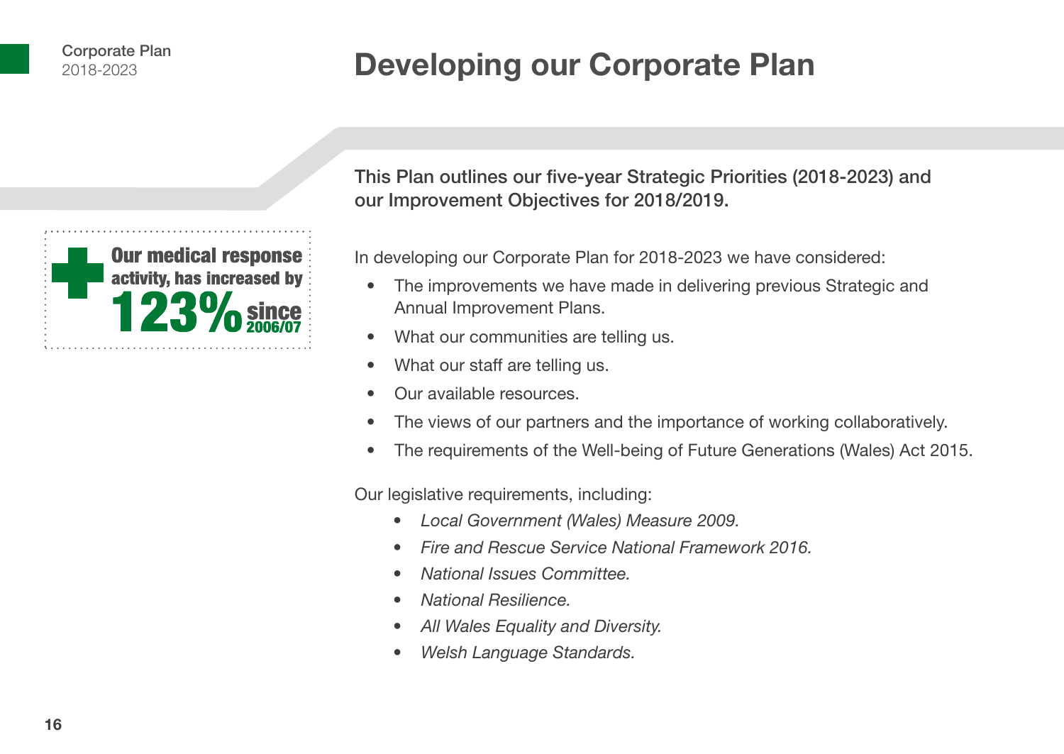# Developing our Corporate Plan

**Our medical response activity, has increased by 123% since 2006/07**

**This Plan outlines our five-year Strategic Priorities (2018-2023) and our Improvement Objectives for 2018/2019.**

In developing our Corporate Plan for 2018-2023 we have considered:

- The improvements we have made in delivering previous Strategic and Annual Improvement Plans.
- What our communities are telling us.
- What our staff are telling us.
- Our available resources.
- The views of our partners and the importance of working collaboratively.
- The requirements of the Well-being of Future Generations (Wales) Act 2015.

Our legislative requirements, including:

- *Local Government (Wales) Measure 2009.*
- *Fire and Rescue Service National Framework 2016.*
- *National Issues Committee.*
- *National Resilience.*
- *All Wales Equality and Diversity.*
- *Welsh Language Standards.*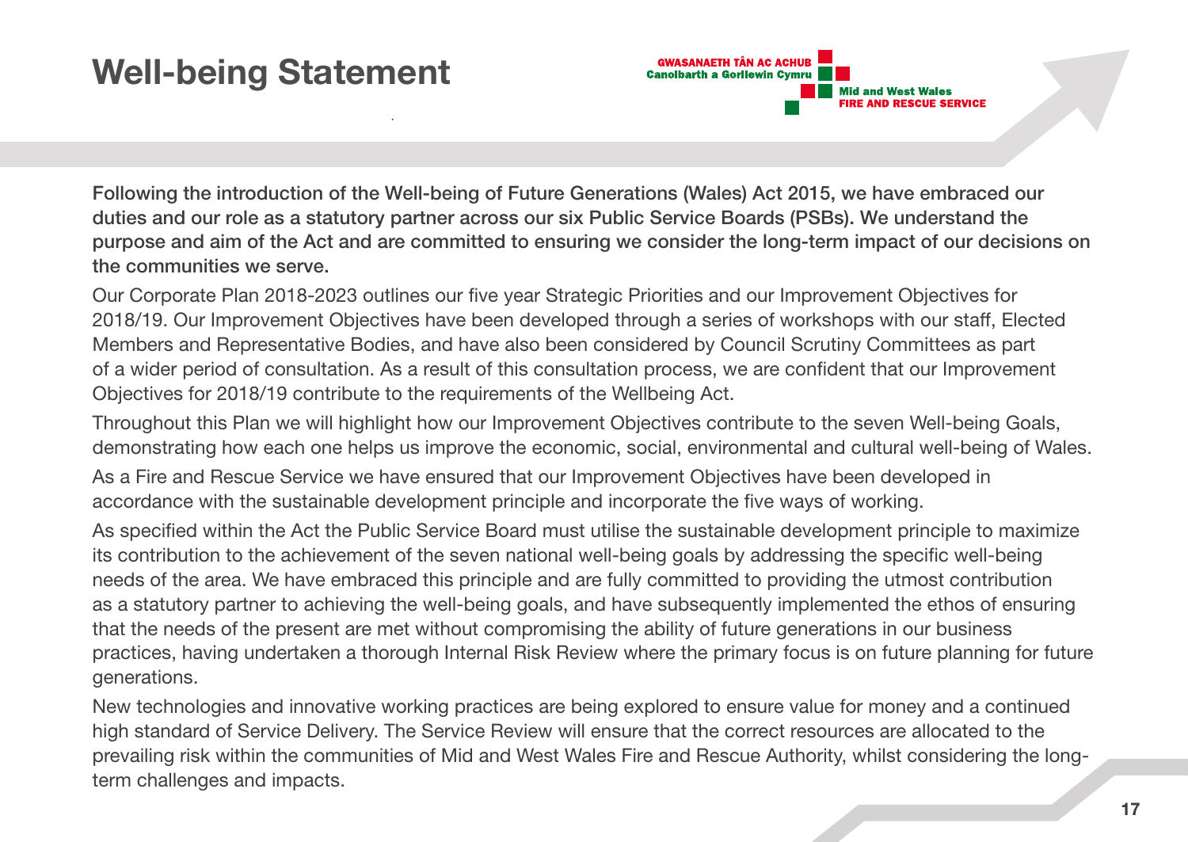# Well-being Statement

**Following the introduction of the Well-being of Future Generations (Wales) Act 2015, we have embraced our duties and our role as a statutory partner across our six Public Service Boards (PSBs). We understand the purpose and aim of the Act and are committed to ensuring we consider the long-term impact of our decisions on the communities we serve.**

Our Corporate Plan 2018-2023 outlines our five year Strategic Priorities and our Improvement Objectives for 2018/19. Our Improvement Objectives have been developed through a series of workshops with our staff, Elected Members and Representative Bodies, and have also been considered by Council Scrutiny Committees as part of a wider period of consultation. As a result of this consultation process, we are confident that our Improvement Objectives for 2018/19 contribute to the requirements of the Wellbeing Act.

Throughout this Plan we will highlight how our Improvement Objectives contribute to the seven Well-being Goals, demonstrating how each one helps us improve the economic, social, environmental and cultural well-being of Wales.

As a Fire and Rescue Service we have ensured that our Improvement Objectives have been developed in accordance with the sustainable development principle and incorporate the five ways of working.

As specified within the Act the Public Service Board must utilise the sustainable development principle to maximize its contribution to the achievement of the seven national well-being goals by addressing the specific well-being needs of the area. We have embraced this principle and are fully committed to providing the utmost contribution as a statutory partner to achieving the well-being goals, and have subsequently implemented the ethos of ensuring that the needs of the present are met without compromising the ability of future generations in our business practices, having undertaken a thorough Internal Risk Review where the primary focus is on future planning for future generations.

New technologies and innovative working practices are being explored to ensure value for money and a continued high standard of Service Delivery. The Service Review will ensure that the correct resources are allocated to the prevailing risk within the communities of Mid and West Wales Fire and Rescue Authority, whilst considering the long-term challenges and impacts.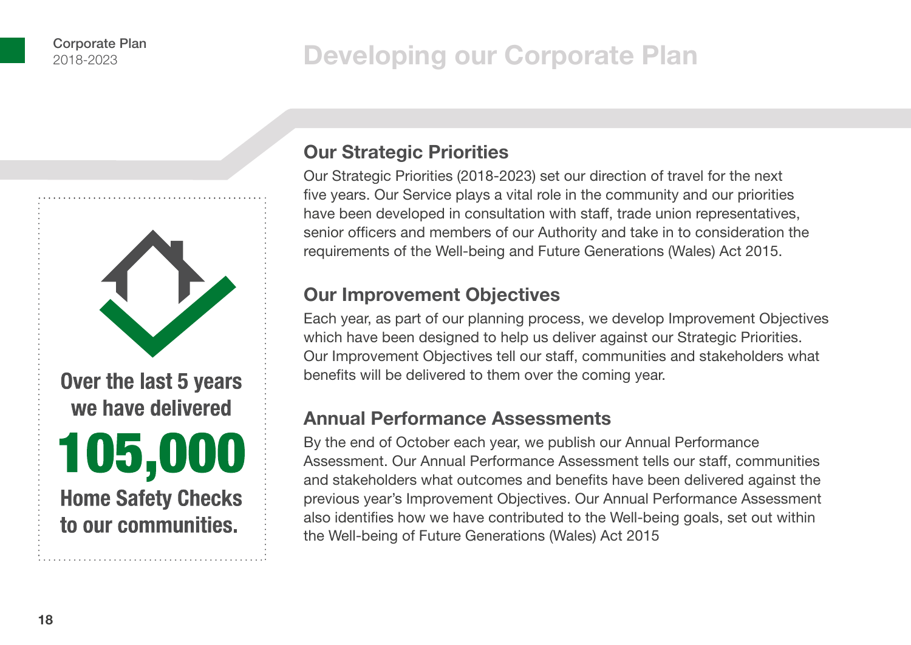# Developing our Corporate Plan

**Over the last 5 years we have delivered**

**105,000**

**Home Safety Checks to our communities.**

## Our Strategic Priorities

Our Strategic Priorities (2018-2023) set our direction of travel for the next five years. Our Service plays a vital role in the community and our priorities have been developed in consultation with staff, trade union representatives, senior officers and members of our Authority and take in to consideration the requirements of the Well-being and Future Generations (Wales) Act 2015.

## Our Improvement Objectives

Each year, as part of our planning process, we develop Improvement Objectives which have been designed to help us deliver against our Strategic Priorities. Our Improvement Objectives tell our staff, communities and stakeholders what benefits will be delivered to them over the coming year.

## Annual Performance Assessments

By the end of October each year, we publish our Annual Performance Assessment. Our Annual Performance Assessment tells our staff, communities and stakeholders what outcomes and benefits have been delivered against the previous year's Improvement Objectives. Our Annual Performance Assessment also identifies how we have contributed to the Well-being goals, set out within the Well-being of Future Generations (Wales) Act 2015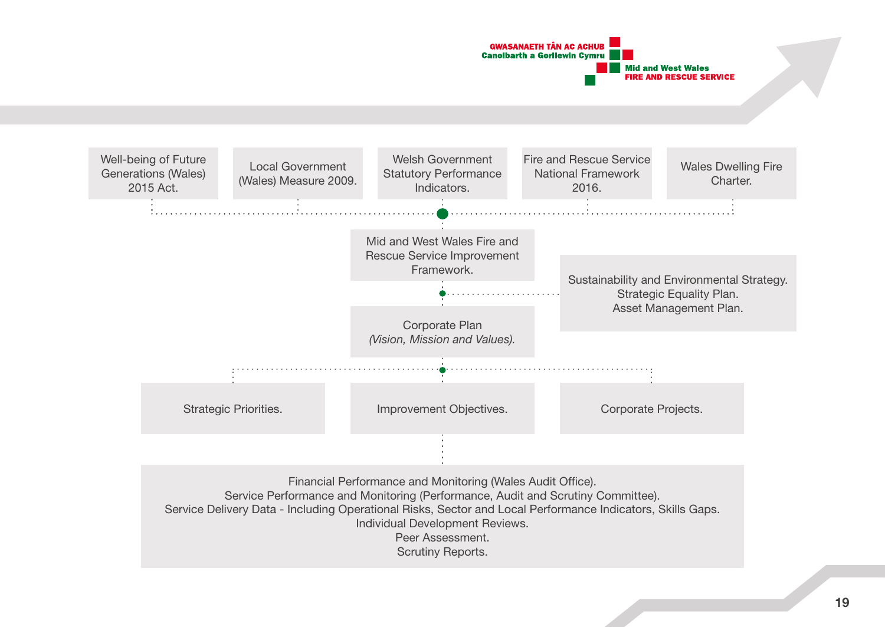Well-being of Future Generations (Wales) 2015 Act.

Local Government (Wales) Measure 2009.

Welsh Government Statutory Performance Indicators.

Fire and Rescue Service National Framework 2016.

Wales Dwelling Fire Charter.

Mid and West Wales Fire and Rescue Service Improvement Framework.

Sustainability and Environmental Strategy.
Strategic Equality Plan.
Asset Management Plan.

Corporate Plan
*(Vision, Mission and Values).*

Strategic Priorities.

Improvement Objectives.

Corporate Projects.

Financial Performance and Monitoring (Wales Audit Office).
Service Performance and Monitoring (Performance, Audit and Scrutiny Committee).
Service Delivery Data - Including Operational Risks, Sector and Local Performance Indicators, Skills Gaps.
Individual Development Reviews.
Peer Assessment.
Scrutiny Reports.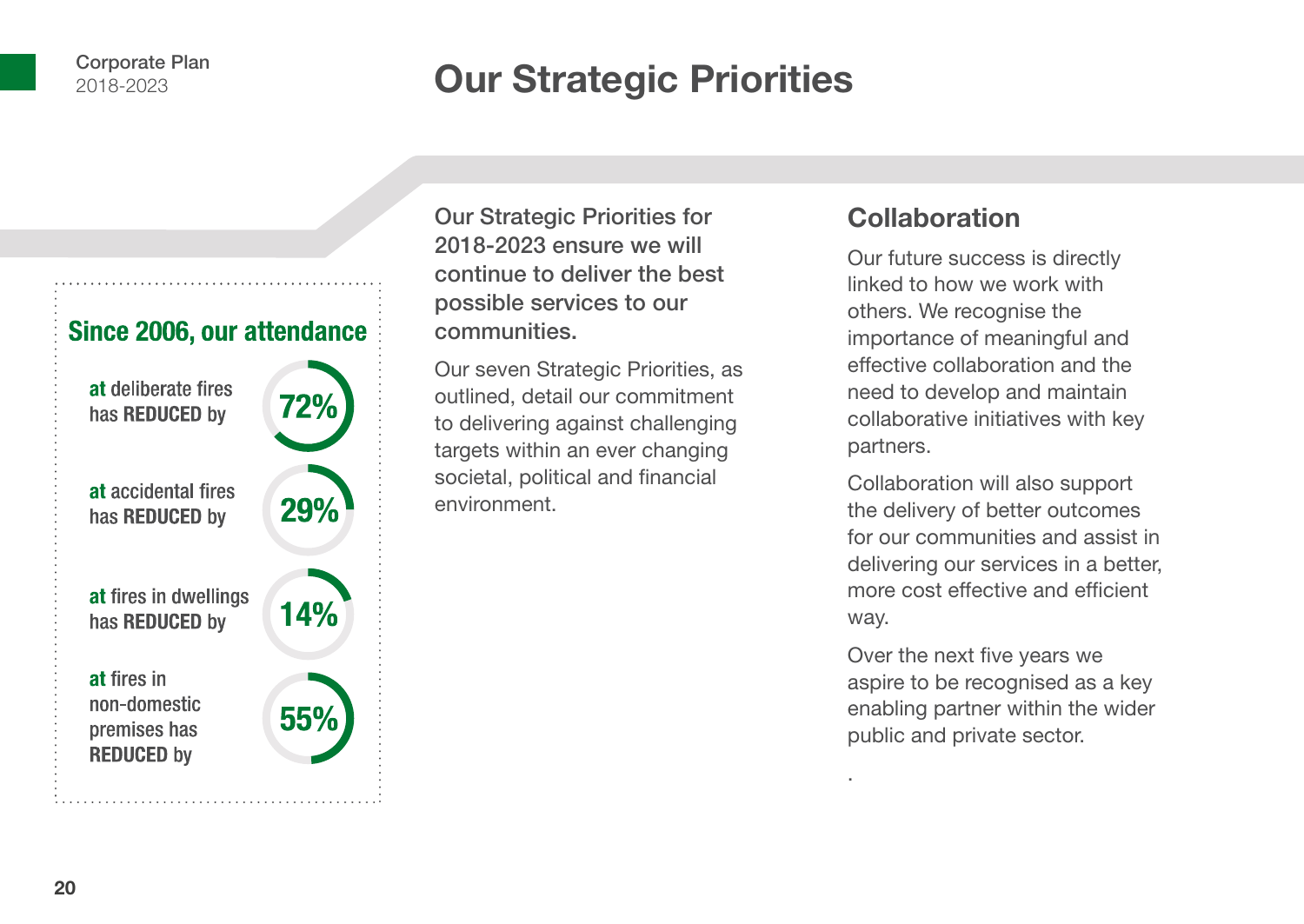# Our Strategic Priorities

**Since 2006, our attendance**

- **at** deliberate fires has **REDUCED** by **72%**
- **at** accidental fires has **REDUCED** by **29%**
- **at** fires in dwellings has **REDUCED** by **14%**
- **at** fires in non-domestic premises has **REDUCED** by **55%**

**Our Strategic Priorities for 2018-2023 ensure we will continue to deliver the best possible services to our communities.**

Our seven Strategic Priorities, as outlined, detail our commitment to delivering against challenging targets within an ever changing societal, political and financial environment.

## Collaboration

Our future success is directly linked to how we work with others. We recognise the importance of meaningful and effective collaboration and the need to develop and maintain collaborative initiatives with key partners.

Collaboration will also support the delivery of better outcomes for our communities and assist in delivering our services in a better, more cost effective and efficient way.

Over the next five years we aspire to be recognised as a key enabling partner within the wider public and private sector.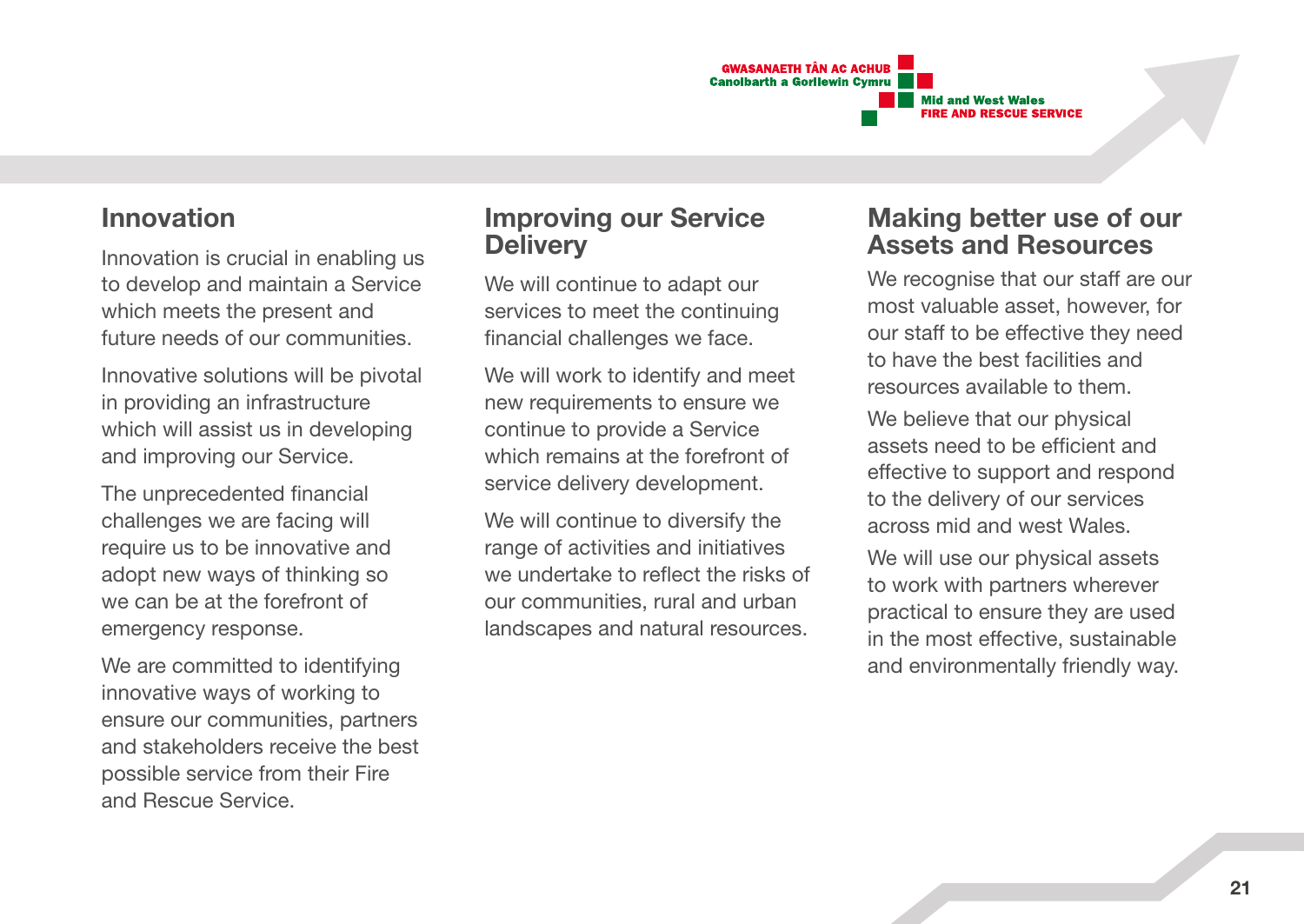## Innovation

Innovation is crucial in enabling us to develop and maintain a Service which meets the present and future needs of our communities.

Innovative solutions will be pivotal in providing an infrastructure which will assist us in developing and improving our Service.

The unprecedented financial challenges we are facing will require us to be innovative and adopt new ways of thinking so we can be at the forefront of emergency response.

We are committed to identifying innovative ways of working to ensure our communities, partners and stakeholders receive the best possible service from their Fire and Rescue Service.

## Improving our Service Delivery

We will continue to adapt our services to meet the continuing financial challenges we face.

We will work to identify and meet new requirements to ensure we continue to provide a Service which remains at the forefront of service delivery development.

We will continue to diversify the range of activities and initiatives we undertake to reflect the risks of our communities, rural and urban landscapes and natural resources.

## Making better use of our Assets and Resources

We recognise that our staff are our most valuable asset, however, for our staff to be effective they need to have the best facilities and resources available to them.

We believe that our physical assets need to be efficient and effective to support and respond to the delivery of our services across mid and west Wales.

We will use our physical assets to work with partners wherever practical to ensure they are used in the most effective, sustainable and environmentally friendly way.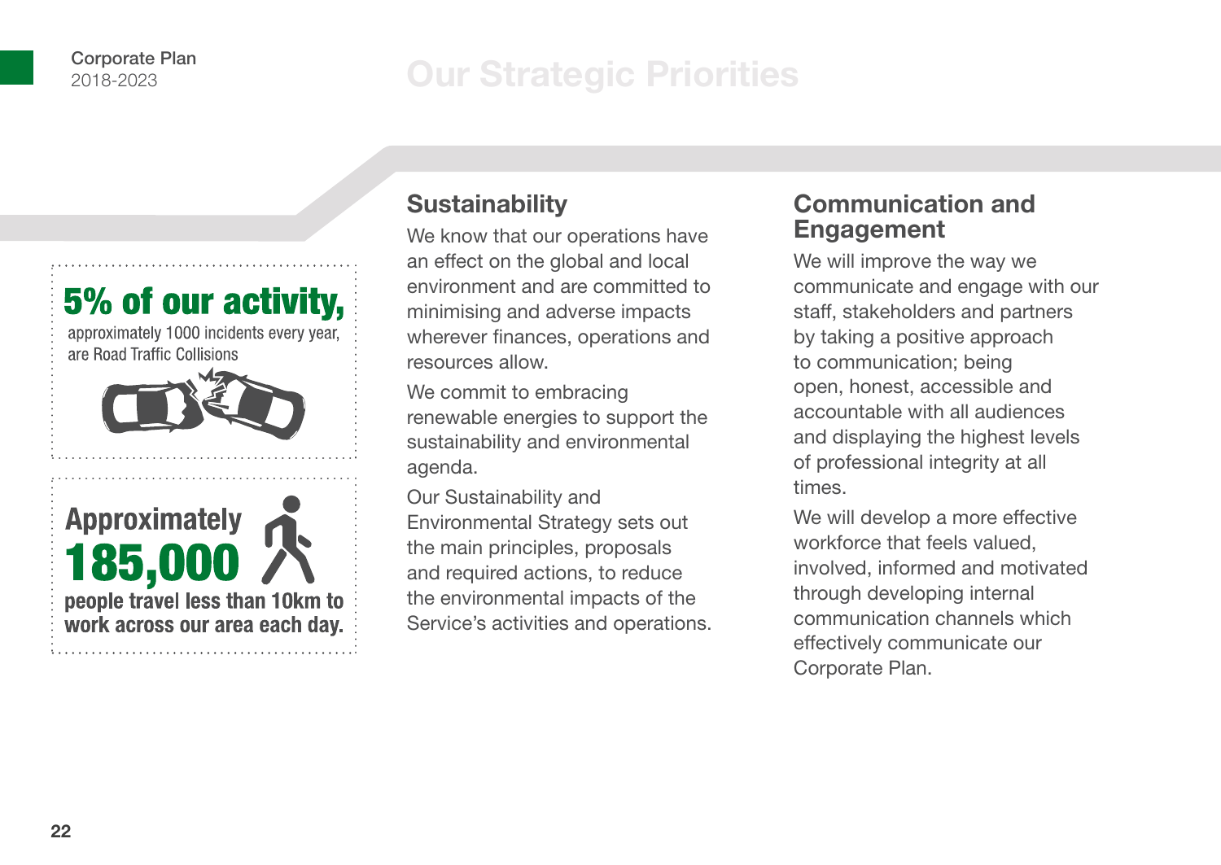# Our Strategic Priorities

**5% of our activity,** approximately 1000 incidents every year, are Road Traffic Collisions

**Approximately 185,000** people travel less than 10km to work across our area each day.

## Sustainability

We know that our operations have an effect on the global and local environment and are committed to minimising and adverse impacts wherever finances, operations and resources allow.

We commit to embracing renewable energies to support the sustainability and environmental agenda.

Our Sustainability and Environmental Strategy sets out the main principles, proposals and required actions, to reduce the environmental impacts of the Service's activities and operations.

## Communication and Engagement

We will improve the way we communicate and engage with our staff, stakeholders and partners by taking a positive approach to communication; being open, honest, accessible and accountable with all audiences and displaying the highest levels of professional integrity at all times.

We will develop a more effective workforce that feels valued, involved, informed and motivated through developing internal communication channels which effectively communicate our Corporate Plan.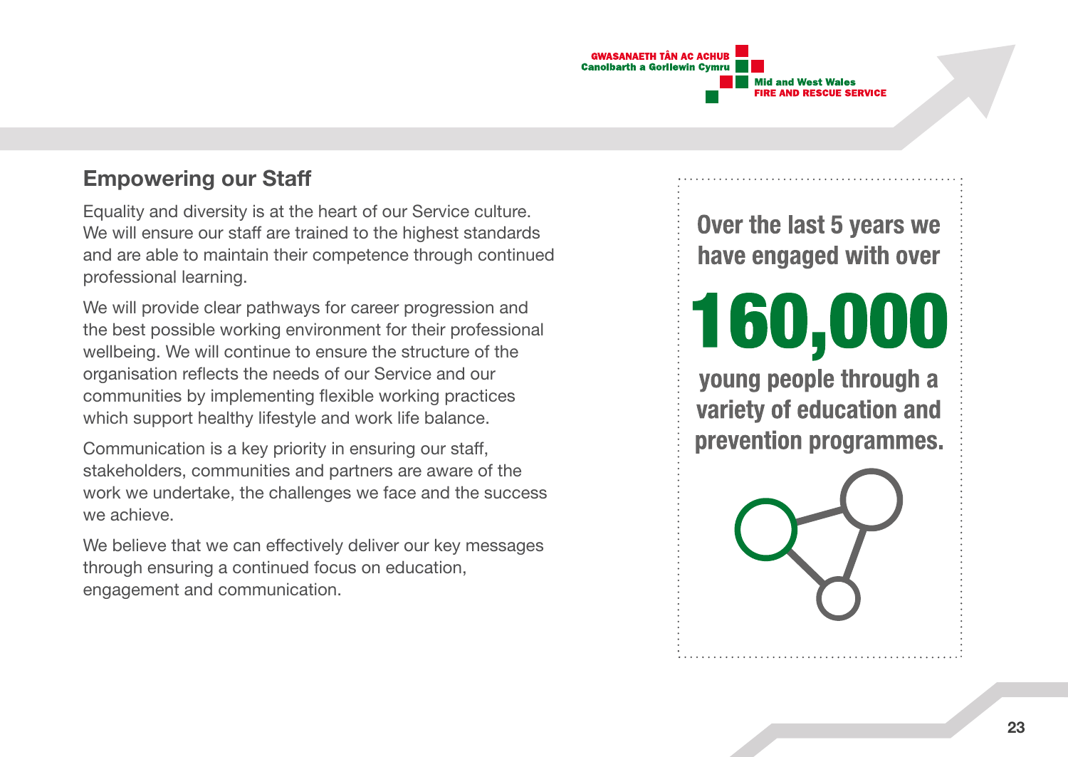## Empowering our Staff

Equality and diversity is at the heart of our Service culture. We will ensure our staff are trained to the highest standards and are able to maintain their competence through continued professional learning.

We will provide clear pathways for career progression and the best possible working environment for their professional wellbeing. We will continue to ensure the structure of the organisation reflects the needs of our Service and our communities by implementing flexible working practices which support healthy lifestyle and work life balance.

Communication is a key priority in ensuring our staff, stakeholders, communities and partners are aware of the work we undertake, the challenges we face and the success we achieve.

We believe that we can effectively deliver our key messages through ensuring a continued focus on education, engagement and communication.

**Over the last 5 years we have engaged with over**

**160,000**

**young people through a variety of education and prevention programmes.**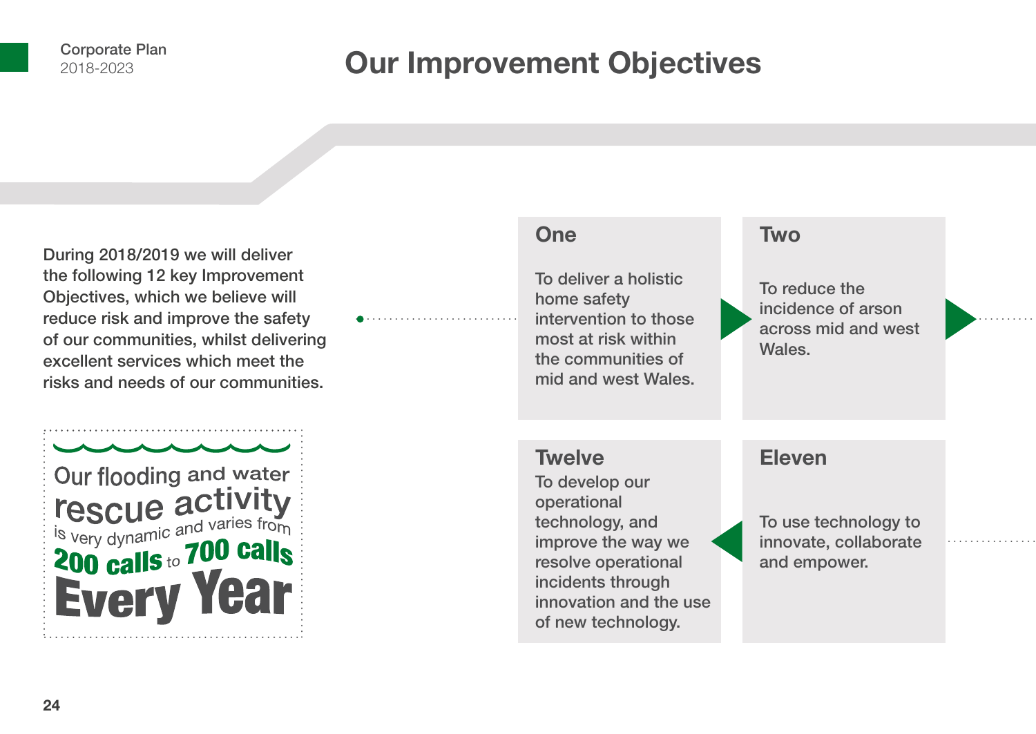# Our Improvement Objectives

During 2018/2019 we will deliver the following 12 key Improvement Objectives, which we believe will reduce risk and improve the safety of our communities, whilst delivering excellent services which meet the risks and needs of our communities.

Our flooding and water rescue activity is very dynamic and varies from **200 calls** to **700 calls** **Every Year**

### One

To deliver a holistic home safety intervention to those most at risk within the communities of mid and west Wales.

### Two

To reduce the incidence of arson across mid and west Wales.

### Eleven

To use technology to innovate, collaborate and empower.

### Twelve

To develop our operational technology, and improve the way we resolve operational incidents through innovation and the use of new technology.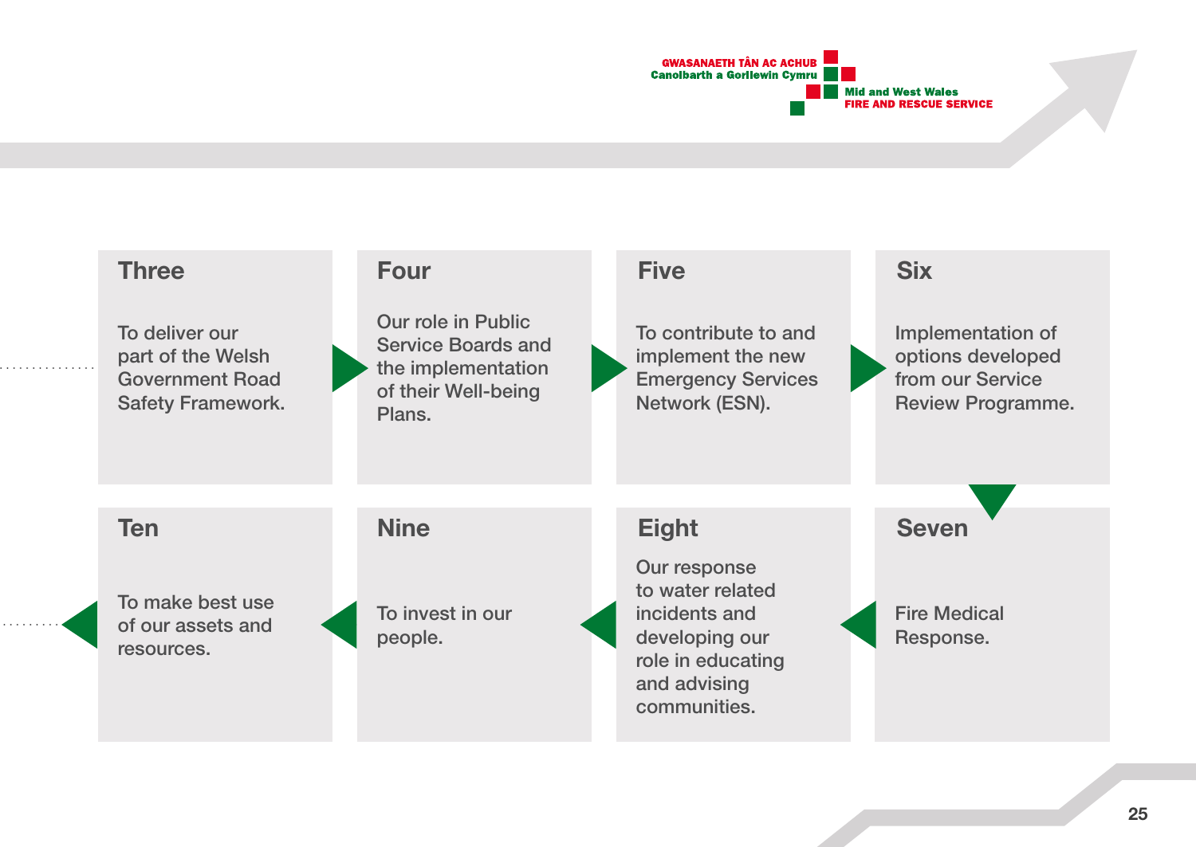### Three

To deliver our part of the Welsh Government Road Safety Framework.

### Four

Our role in Public Service Boards and the implementation of their Well-being Plans.

### Five

To contribute to and implement the new Emergency Services Network (ESN).

### Six

Implementation of options developed from our Service Review Programme.

### Seven

Fire Medical Response.

### Eight

Our response to water related incidents and developing our role in educating and advising communities.

### Nine

To invest in our people.

### Ten

To make best use of our assets and resources.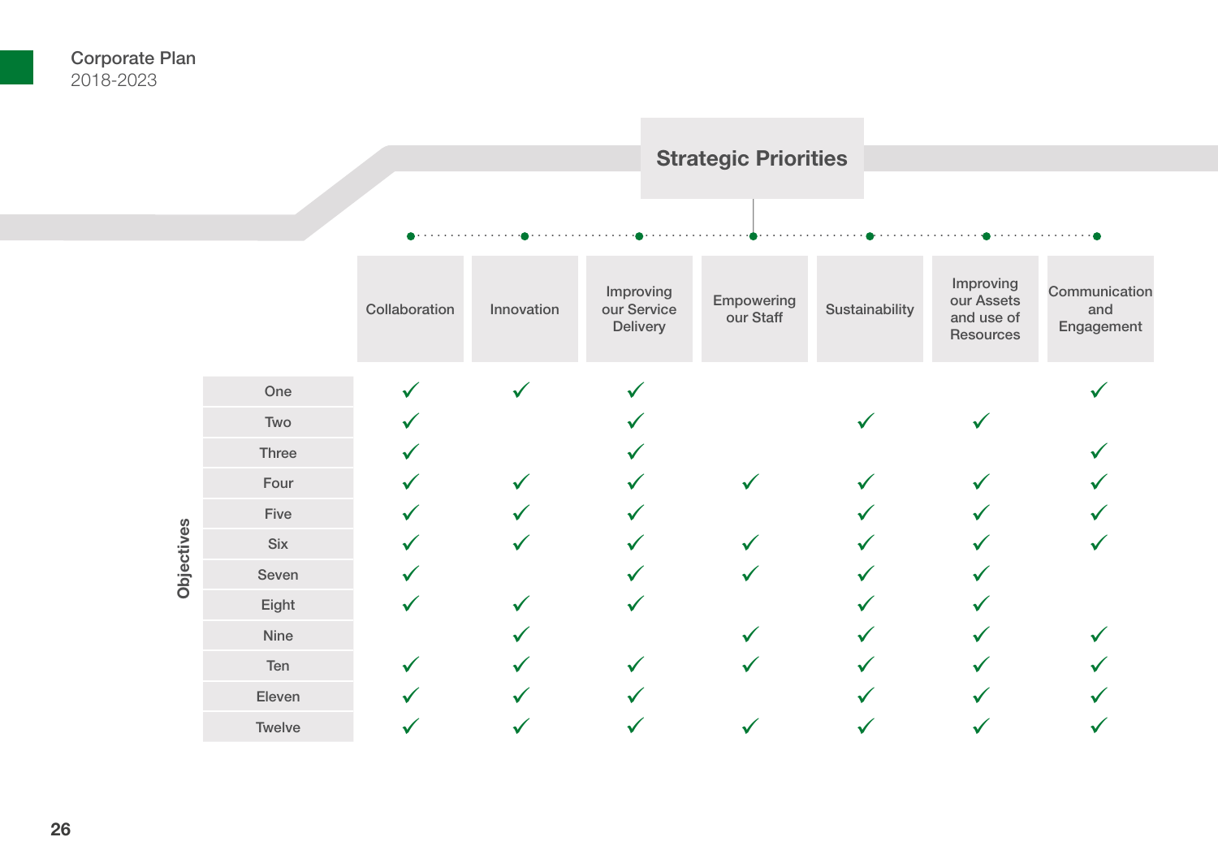## Strategic Priorities

| Objectives | Collaboration | Innovation | Improving our Service Delivery | Empowering our Staff | Sustainability | Improving our Assets and use of Resources | Communication and Engagement |
|---|---|---|---|---|---|---|---|
| One | ✓ | ✓ | ✓ | | | | ✓ |
| Two | ✓ | | ✓ | | ✓ | ✓ | |
| Three | ✓ | | ✓ | | | | ✓ |
| Four | ✓ | ✓ | ✓ | ✓ | ✓ | ✓ | ✓ |
| Five | ✓ | ✓ | ✓ | | ✓ | ✓ | ✓ |
| Six | ✓ | ✓ | ✓ | ✓ | ✓ | ✓ | ✓ |
| Seven | ✓ | | ✓ | ✓ | ✓ | ✓ | |
| Eight | ✓ | ✓ | ✓ | | ✓ | ✓ | |
| Nine | | ✓ | | ✓ | ✓ | ✓ | ✓ |
| Ten | ✓ | ✓ | ✓ | ✓ | ✓ | ✓ | ✓ |
| Eleven | ✓ | ✓ | ✓ | | ✓ | ✓ | ✓ |
| Twelve | ✓ | ✓ | ✓ | ✓ | ✓ | ✓ | ✓ |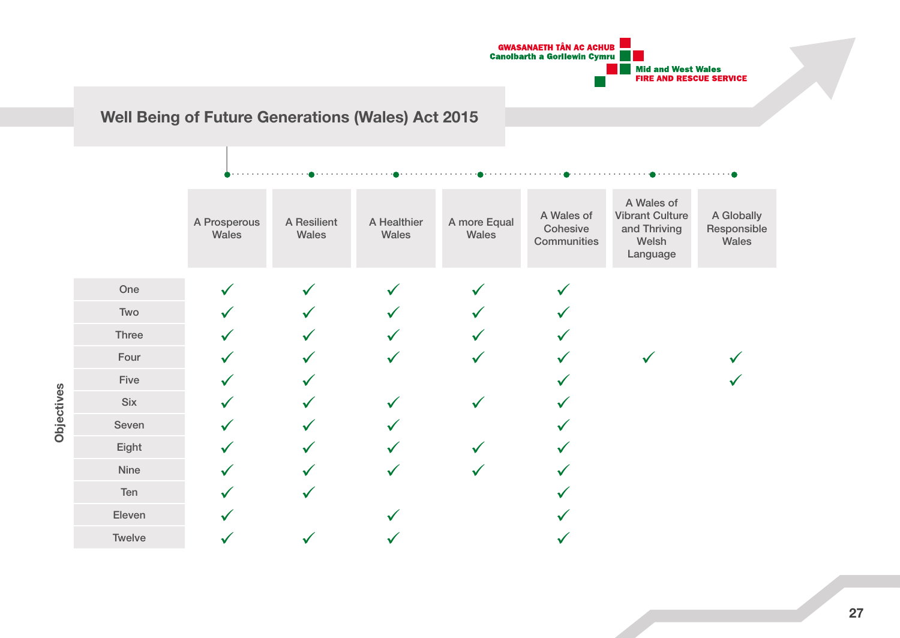GWASANAETH TÂN AC ACHUB
Canolbarth a Gorllewin Cymru
Mid and West Wales
FIRE AND RESCUE SERVICE

# Well Being of Future Generations (Wales) Act 2015

| Objectives | A Prosperous Wales | A Resilient Wales | A Healthier Wales | A more Equal Wales | A Wales of Cohesive Communities | A Wales of Vibrant Culture and Thriving Welsh Language | A Globally Responsible Wales |
|---|---|---|---|---|---|---|---|
| One | ✓ | ✓ | ✓ | ✓ | ✓ | | |
| Two | ✓ | ✓ | ✓ | ✓ | ✓ | | |
| Three | ✓ | ✓ | ✓ | ✓ | ✓ | | |
| Four | ✓ | ✓ | ✓ | ✓ | ✓ | ✓ | ✓ |
| Five | ✓ | ✓ | | | ✓ | | ✓ |
| Six | ✓ | ✓ | ✓ | ✓ | ✓ | | |
| Seven | ✓ | ✓ | ✓ | | ✓ | | |
| Eight | ✓ | ✓ | ✓ | ✓ | ✓ | | |
| Nine | ✓ | ✓ | ✓ | ✓ | ✓ | | |
| Ten | ✓ | ✓ | | | ✓ | | |
| Eleven | ✓ | | ✓ | | ✓ | | |
| Twelve | ✓ | ✓ | ✓ | | ✓ | | |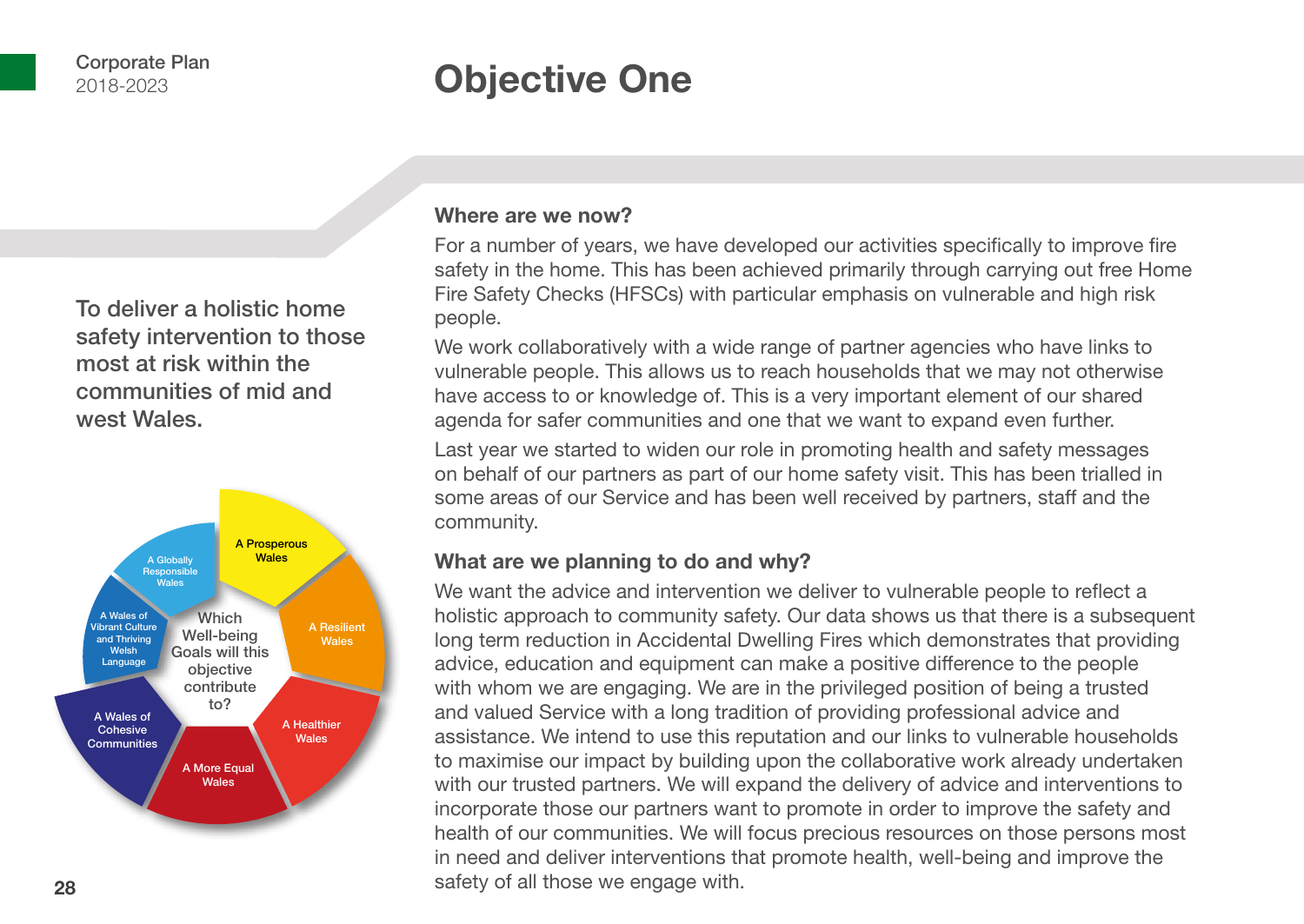# Objective One

To deliver a holistic home safety intervention to those most at risk within the communities of mid and west Wales.

Which Well-being Goals will this objective contribute to?

- A Prosperous Wales
- A Resilient Wales
- A Healthier Wales
- A More Equal Wales
- A Wales of Cohesive Communities
- A Wales of Vibrant Culture and Thriving Welsh Language
- A Globally Responsible Wales

## Where are we now?

For a number of years, we have developed our activities specifically to improve fire safety in the home. This has been achieved primarily through carrying out free Home Fire Safety Checks (HFSCs) with particular emphasis on vulnerable and high risk people.

We work collaboratively with a wide range of partner agencies who have links to vulnerable people. This allows us to reach households that we may not otherwise have access to or knowledge of. This is a very important element of our shared agenda for safer communities and one that we want to expand even further.

Last year we started to widen our role in promoting health and safety messages on behalf of our partners as part of our home safety visit. This has been trialled in some areas of our Service and has been well received by partners, staff and the community.

## What are we planning to do and why?

We want the advice and intervention we deliver to vulnerable people to reflect a holistic approach to community safety. Our data shows us that there is a subsequent long term reduction in Accidental Dwelling Fires which demonstrates that providing advice, education and equipment can make a positive difference to the people with whom we are engaging. We are in the privileged position of being a trusted and valued Service with a long tradition of providing professional advice and assistance. We intend to use this reputation and our links to vulnerable households to maximise our impact by building upon the collaborative work already undertaken with our trusted partners. We will expand the delivery of advice and interventions to incorporate those our partners want to promote in order to improve the safety and health of our communities. We will focus precious resources on those persons most in need and deliver interventions that promote health, well-being and improve the safety of all those we engage with.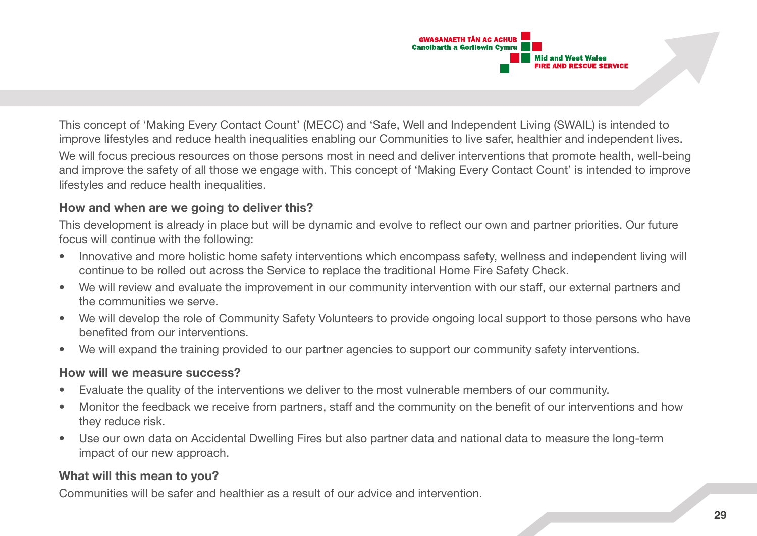This concept of 'Making Every Contact Count' (MECC) and 'Safe, Well and Independent Living (SWAIL) is intended to improve lifestyles and reduce health inequalities enabling our Communities to live safer, healthier and independent lives.

We will focus precious resources on those persons most in need and deliver interventions that promote health, well-being and improve the safety of all those we engage with. This concept of 'Making Every Contact Count' is intended to improve lifestyles and reduce health inequalities.

**How and when are we going to deliver this?**

This development is already in place but will be dynamic and evolve to reflect our own and partner priorities. Our future focus will continue with the following:

- Innovative and more holistic home safety interventions which encompass safety, wellness and independent living will continue to be rolled out across the Service to replace the traditional Home Fire Safety Check.
- We will review and evaluate the improvement in our community intervention with our staff, our external partners and the communities we serve.
- We will develop the role of Community Safety Volunteers to provide ongoing local support to those persons who have benefited from our interventions.
- We will expand the training provided to our partner agencies to support our community safety interventions.

**How will we measure success?**

- Evaluate the quality of the interventions we deliver to the most vulnerable members of our community.
- Monitor the feedback we receive from partners, staff and the community on the benefit of our interventions and how they reduce risk.
- Use our own data on Accidental Dwelling Fires but also partner data and national data to measure the long-term impact of our new approach.

**What will this mean to you?**

Communities will be safer and healthier as a result of our advice and intervention.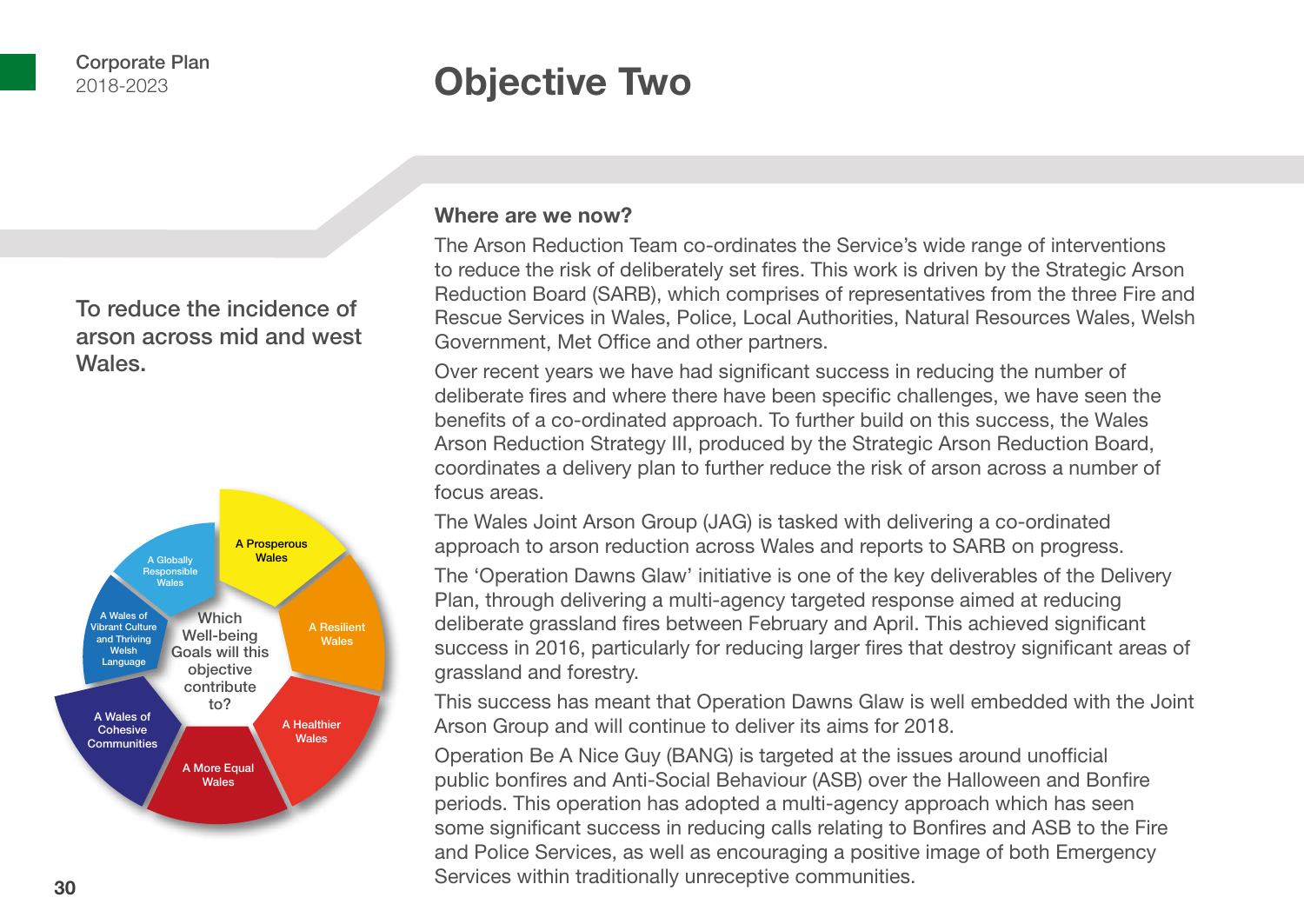# Objective Two

To reduce the incidence of arson across mid and west Wales.

Which Well-being Goals will this objective contribute to?

- A Prosperous Wales
- A Resilient Wales
- A Healthier Wales
- A More Equal Wales
- A Wales of Cohesive Communities
- A Wales of Vibrant Culture and Thriving Welsh Language
- A Globally Responsible Wales

## Where are we now?

The Arson Reduction Team co-ordinates the Service's wide range of interventions to reduce the risk of deliberately set fires. This work is driven by the Strategic Arson Reduction Board (SARB), which comprises of representatives from the three Fire and Rescue Services in Wales, Police, Local Authorities, Natural Resources Wales, Welsh Government, Met Office and other partners.

Over recent years we have had significant success in reducing the number of deliberate fires and where there have been specific challenges, we have seen the benefits of a co-ordinated approach. To further build on this success, the Wales Arson Reduction Strategy III, produced by the Strategic Arson Reduction Board, coordinates a delivery plan to further reduce the risk of arson across a number of focus areas.

The Wales Joint Arson Group (JAG) is tasked with delivering a co-ordinated approach to arson reduction across Wales and reports to SARB on progress.

The 'Operation Dawns Glaw' initiative is one of the key deliverables of the Delivery Plan, through delivering a multi-agency targeted response aimed at reducing deliberate grassland fires between February and April. This achieved significant success in 2016, particularly for reducing larger fires that destroy significant areas of grassland and forestry.

This success has meant that Operation Dawns Glaw is well embedded with the Joint Arson Group and will continue to deliver its aims for 2018.

Operation Be A Nice Guy (BANG) is targeted at the issues around unofficial public bonfires and Anti-Social Behaviour (ASB) over the Halloween and Bonfire periods. This operation has adopted a multi-agency approach which has seen some significant success in reducing calls relating to Bonfires and ASB to the Fire and Police Services, as well as encouraging a positive image of both Emergency Services within traditionally unreceptive communities.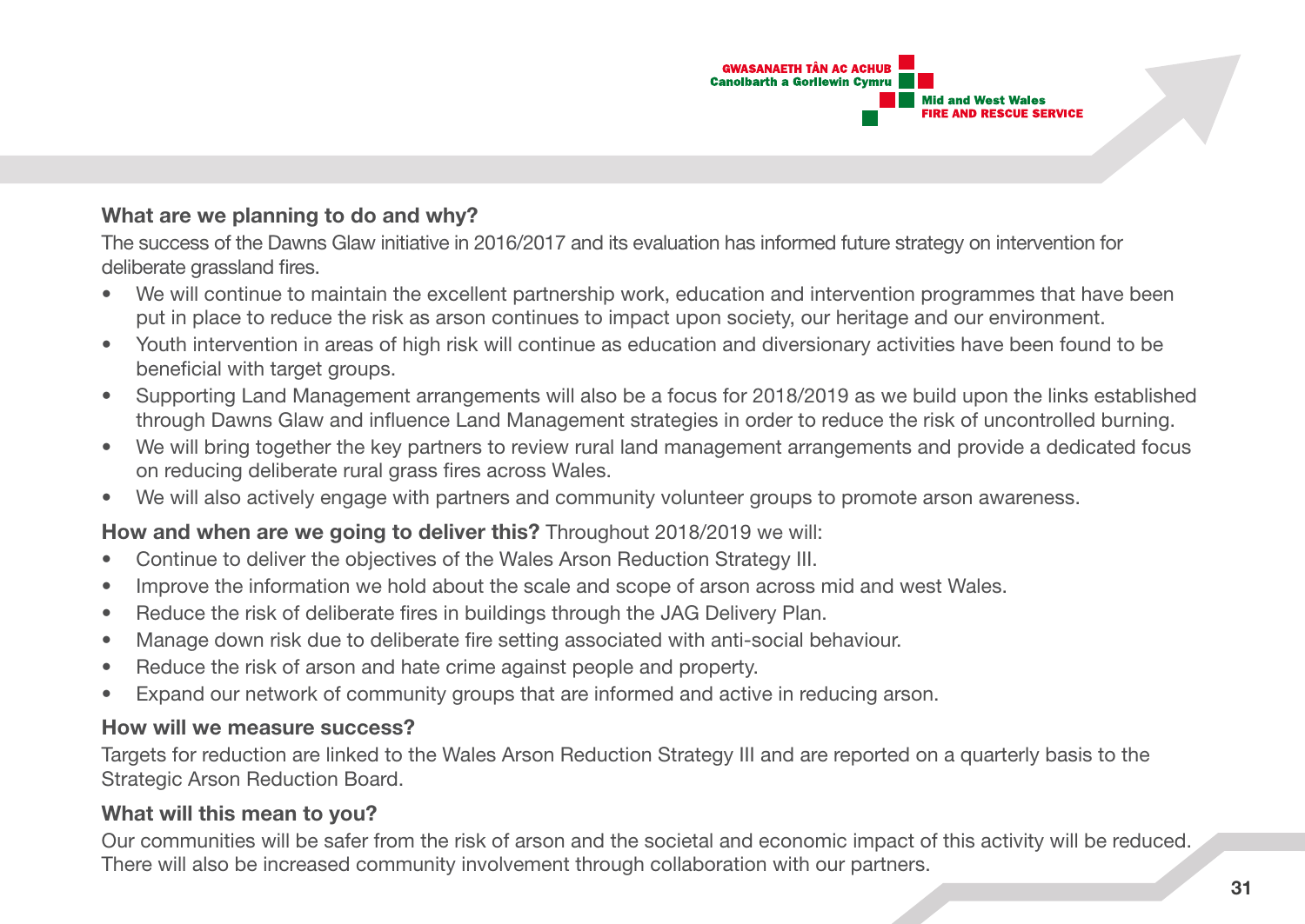### What are we planning to do and why?

The success of the Dawns Glaw initiative in 2016/2017 and its evaluation has informed future strategy on intervention for deliberate grassland fires.

- We will continue to maintain the excellent partnership work, education and intervention programmes that have been put in place to reduce the risk as arson continues to impact upon society, our heritage and our environment.
- Youth intervention in areas of high risk will continue as education and diversionary activities have been found to be beneficial with target groups.
- Supporting Land Management arrangements will also be a focus for 2018/2019 as we build upon the links established through Dawns Glaw and influence Land Management strategies in order to reduce the risk of uncontrolled burning.
- We will bring together the key partners to review rural land management arrangements and provide a dedicated focus on reducing deliberate rural grass fires across Wales.
- We will also actively engage with partners and community volunteer groups to promote arson awareness.

**How and when are we going to deliver this?** Throughout 2018/2019 we will:

- Continue to deliver the objectives of the Wales Arson Reduction Strategy III.
- Improve the information we hold about the scale and scope of arson across mid and west Wales.
- Reduce the risk of deliberate fires in buildings through the JAG Delivery Plan.
- Manage down risk due to deliberate fire setting associated with anti-social behaviour.
- Reduce the risk of arson and hate crime against people and property.
- Expand our network of community groups that are informed and active in reducing arson.

### How will we measure success?

Targets for reduction are linked to the Wales Arson Reduction Strategy III and are reported on a quarterly basis to the Strategic Arson Reduction Board.

### What will this mean to you?

Our communities will be safer from the risk of arson and the societal and economic impact of this activity will be reduced. There will also be increased community involvement through collaboration with our partners.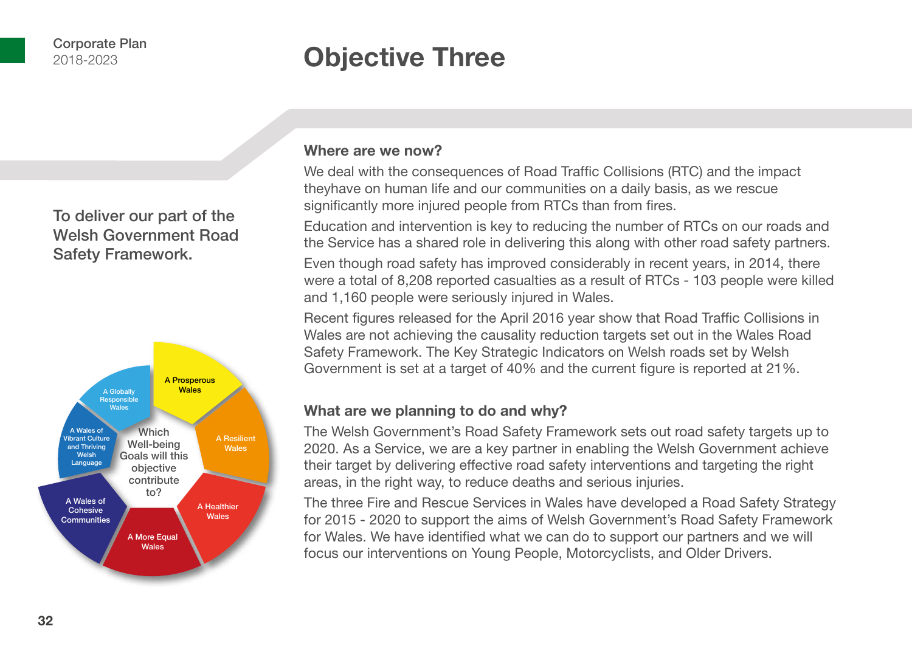# Objective Three

To deliver our part of the Welsh Government Road Safety Framework.

Which Well-being Goals will this objective contribute to?

- A Prosperous Wales
- A Resilient Wales
- A Healthier Wales
- A More Equal Wales
- A Wales of Cohesive Communities
- A Wales of Vibrant Culture and Thriving Welsh Language
- A Globally Responsible Wales

### Where are we now?

We deal with the consequences of Road Traffic Collisions (RTC) and the impact theyhave on human life and our communities on a daily basis, as we rescue significantly more injured people from RTCs than from fires.

Education and intervention is key to reducing the number of RTCs on our roads and the Service has a shared role in delivering this along with other road safety partners.

Even though road safety has improved considerably in recent years, in 2014, there were a total of 8,208 reported casualties as a result of RTCs - 103 people were killed and 1,160 people were seriously injured in Wales.

Recent figures released for the April 2016 year show that Road Traffic Collisions in Wales are not achieving the causality reduction targets set out in the Wales Road Safety Framework. The Key Strategic Indicators on Welsh roads set by Welsh Government is set at a target of 40% and the current figure is reported at 21%.

### What are we planning to do and why?

The Welsh Government's Road Safety Framework sets out road safety targets up to 2020. As a Service, we are a key partner in enabling the Welsh Government achieve their target by delivering effective road safety interventions and targeting the right areas, in the right way, to reduce deaths and serious injuries.

The three Fire and Rescue Services in Wales have developed a Road Safety Strategy for 2015 - 2020 to support the aims of Welsh Government's Road Safety Framework for Wales. We have identified what we can do to support our partners and we will focus our interventions on Young People, Motorcyclists, and Older Drivers.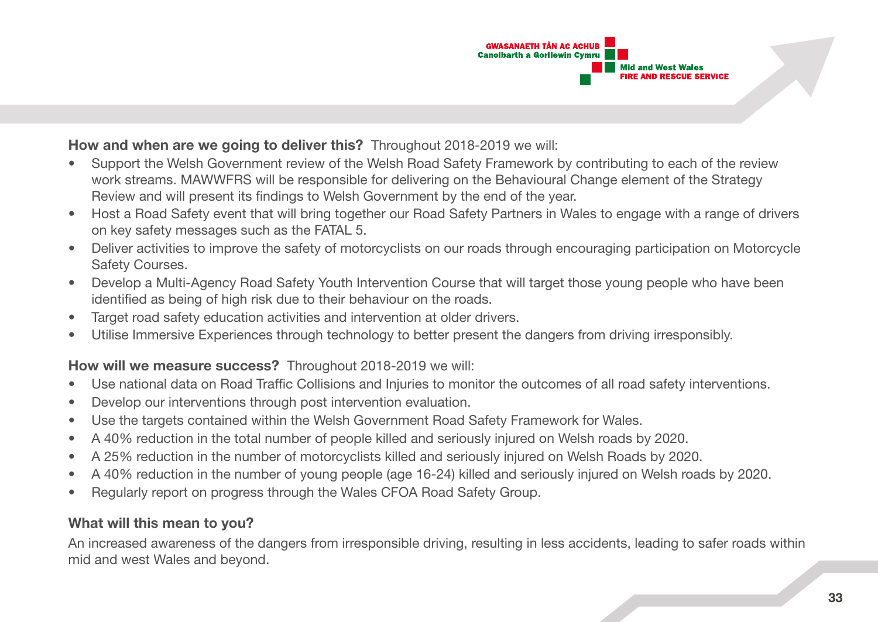**How and when are we going to deliver this?** Throughout 2018-2019 we will:

- Support the Welsh Government review of the Welsh Road Safety Framework by contributing to each of the review work streams. MAWWFRS will be responsible for delivering on the Behavioural Change element of the Strategy Review and will present its findings to Welsh Government by the end of the year.
- Host a Road Safety event that will bring together our Road Safety Partners in Wales to engage with a range of drivers on key safety messages such as the FATAL 5.
- Deliver activities to improve the safety of motorcyclists on our roads through encouraging participation on Motorcycle Safety Courses.
- Develop a Multi-Agency Road Safety Youth Intervention Course that will target those young people who have been identified as being of high risk due to their behaviour on the roads.
- Target road safety education activities and intervention at older drivers.
- Utilise Immersive Experiences through technology to better present the dangers from driving irresponsibly.

**How will we measure success?** Throughout 2018-2019 we will:

- Use national data on Road Traffic Collisions and Injuries to monitor the outcomes of all road safety interventions.
- Develop our interventions through post intervention evaluation.
- Use the targets contained within the Welsh Government Road Safety Framework for Wales.
- A 40% reduction in the total number of people killed and seriously injured on Welsh roads by 2020.
- A 25% reduction in the number of motorcyclists killed and seriously injured on Welsh Roads by 2020.
- A 40% reduction in the number of young people (age 16-24) killed and seriously injured on Welsh roads by 2020.
- Regularly report on progress through the Wales CFOA Road Safety Group.

**What will this mean to you?**

An increased awareness of the dangers from irresponsible driving, resulting in less accidents, leading to safer roads within mid and west Wales and beyond.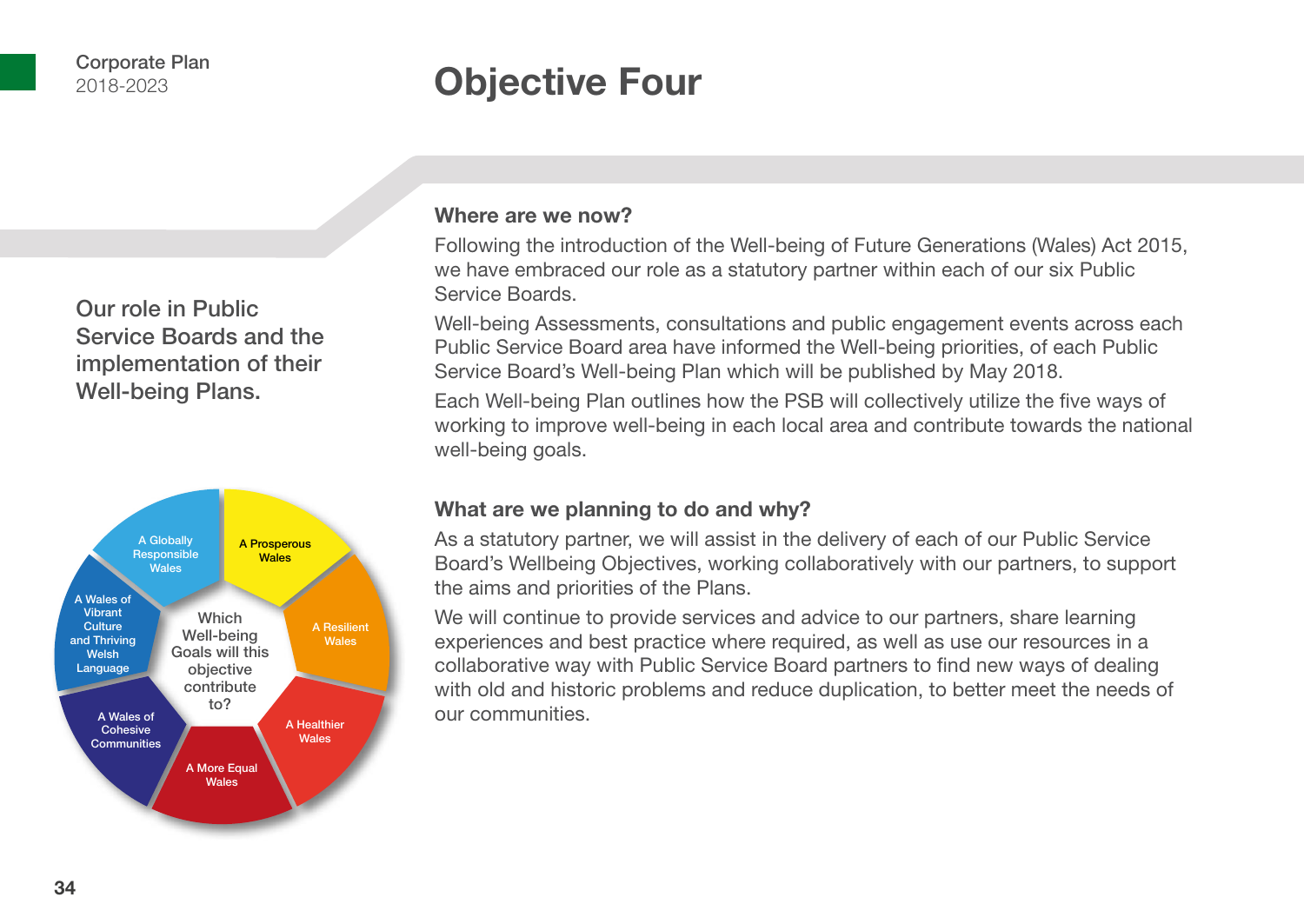# Objective Four

## Our role in Public Service Boards and the implementation of their Well-being Plans.

Which Well-being Goals will this objective contribute to?

- A Prosperous Wales
- A Resilient Wales
- A Healthier Wales
- A More Equal Wales
- A Wales of Cohesive Communities
- A Wales of Vibrant Culture and Thriving Welsh Language
- A Globally Responsible Wales

### Where are we now?

Following the introduction of the Well-being of Future Generations (Wales) Act 2015, we have embraced our role as a statutory partner within each of our six Public Service Boards.

Well-being Assessments, consultations and public engagement events across each Public Service Board area have informed the Well-being priorities, of each Public Service Board's Well-being Plan which will be published by May 2018.

Each Well-being Plan outlines how the PSB will collectively utilize the five ways of working to improve well-being in each local area and contribute towards the national well-being goals.

### What are we planning to do and why?

As a statutory partner, we will assist in the delivery of each of our Public Service Board's Wellbeing Objectives, working collaboratively with our partners, to support the aims and priorities of the Plans.

We will continue to provide services and advice to our partners, share learning experiences and best practice where required, as well as use our resources in a collaborative way with Public Service Board partners to find new ways of dealing with old and historic problems and reduce duplication, to better meet the needs of our communities.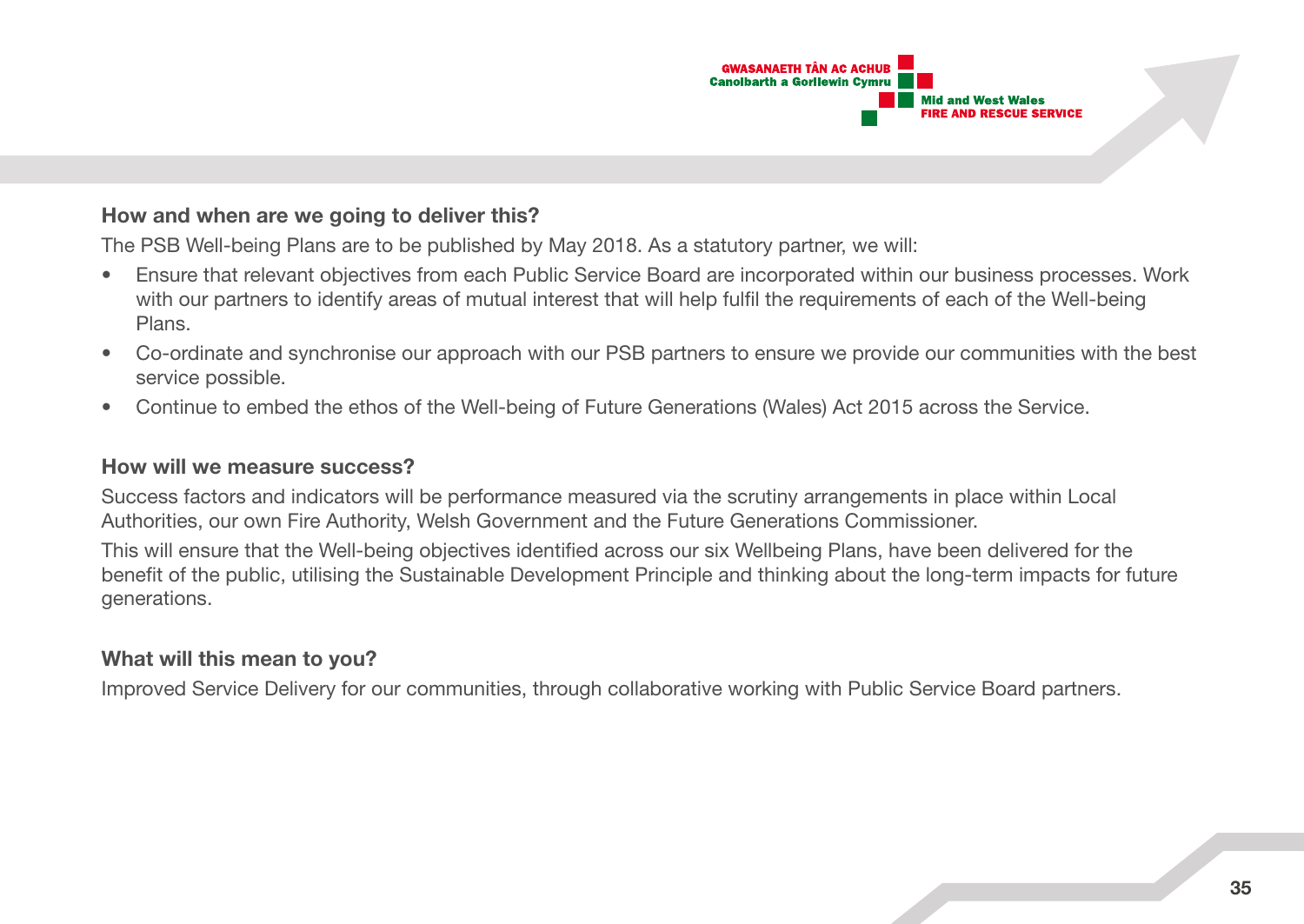### How and when are we going to deliver this?

The PSB Well-being Plans are to be published by May 2018. As a statutory partner, we will:

- Ensure that relevant objectives from each Public Service Board are incorporated within our business processes. Work with our partners to identify areas of mutual interest that will help fulfil the requirements of each of the Well-being Plans.
- Co-ordinate and synchronise our approach with our PSB partners to ensure we provide our communities with the best service possible.
- Continue to embed the ethos of the Well-being of Future Generations (Wales) Act 2015 across the Service.

### How will we measure success?

Success factors and indicators will be performance measured via the scrutiny arrangements in place within Local Authorities, our own Fire Authority, Welsh Government and the Future Generations Commissioner.

This will ensure that the Well-being objectives identified across our six Wellbeing Plans, have been delivered for the benefit of the public, utilising the Sustainable Development Principle and thinking about the long-term impacts for future generations.

### What will this mean to you?

Improved Service Delivery for our communities, through collaborative working with Public Service Board partners.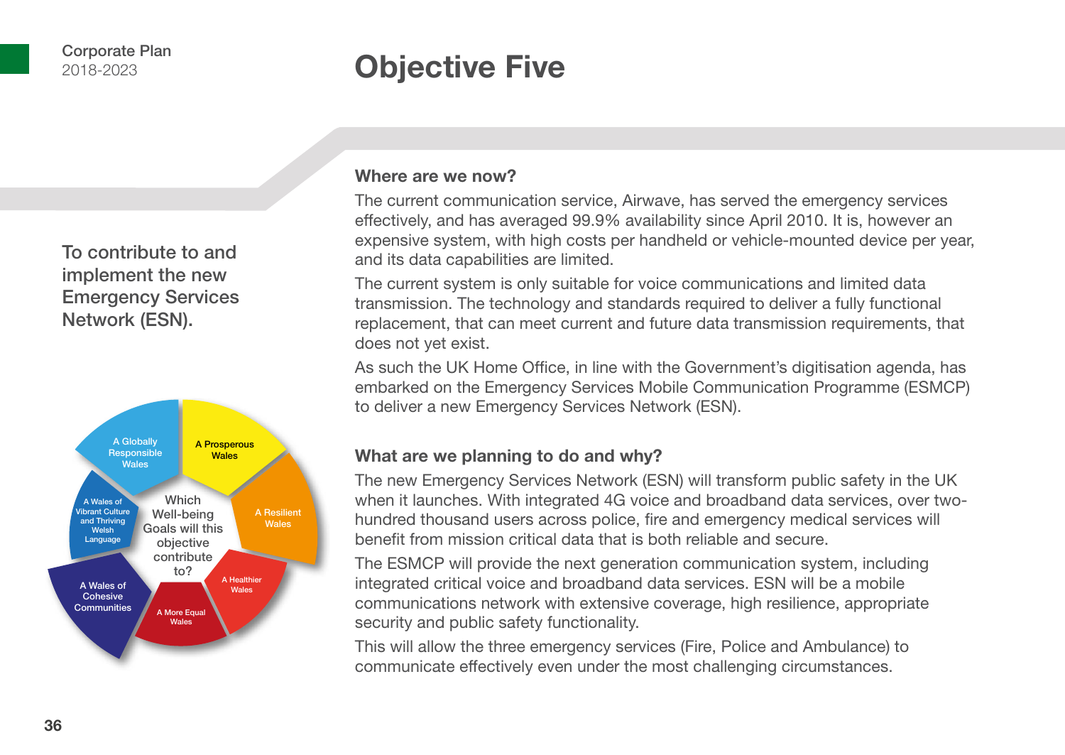# Objective Five

To contribute to and implement the new Emergency Services Network (ESN).

Which Well-being Goals will this objective contribute to?

- A Globally Responsible Wales
- A Prosperous Wales
- A Resilient Wales
- A Healthier Wales
- A More Equal Wales
- A Wales of Cohesive Communities
- A Wales of Vibrant Culture and Thriving Welsh Language

## Where are we now?

The current communication service, Airwave, has served the emergency services effectively, and has averaged 99.9% availability since April 2010. It is, however an expensive system, with high costs per handheld or vehicle-mounted device per year, and its data capabilities are limited.

The current system is only suitable for voice communications and limited data transmission. The technology and standards required to deliver a fully functional replacement, that can meet current and future data transmission requirements, that does not yet exist.

As such the UK Home Office, in line with the Government's digitisation agenda, has embarked on the Emergency Services Mobile Communication Programme (ESMCP) to deliver a new Emergency Services Network (ESN).

## What are we planning to do and why?

The new Emergency Services Network (ESN) will transform public safety in the UK when it launches. With integrated 4G voice and broadband data services, over two-hundred thousand users across police, fire and emergency medical services will benefit from mission critical data that is both reliable and secure.

The ESMCP will provide the next generation communication system, including integrated critical voice and broadband data services. ESN will be a mobile communications network with extensive coverage, high resilience, appropriate security and public safety functionality.

This will allow the three emergency services (Fire, Police and Ambulance) to communicate effectively even under the most challenging circumstances.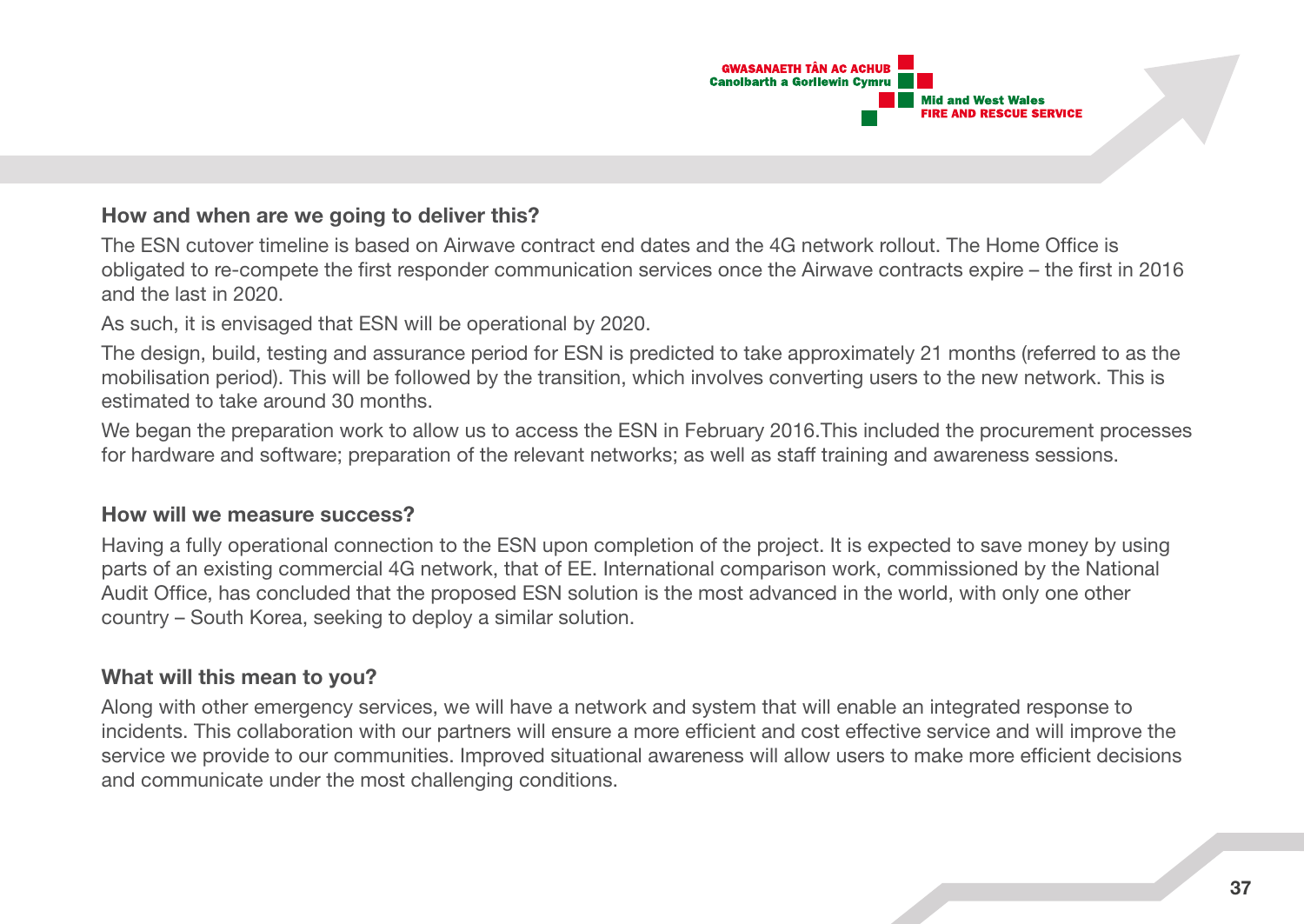### How and when are we going to deliver this?

The ESN cutover timeline is based on Airwave contract end dates and the 4G network rollout. The Home Office is obligated to re-compete the first responder communication services once the Airwave contracts expire – the first in 2016 and the last in 2020.

As such, it is envisaged that ESN will be operational by 2020.

The design, build, testing and assurance period for ESN is predicted to take approximately 21 months (referred to as the mobilisation period). This will be followed by the transition, which involves converting users to the new network. This is estimated to take around 30 months.

We began the preparation work to allow us to access the ESN in February 2016.This included the procurement processes for hardware and software; preparation of the relevant networks; as well as staff training and awareness sessions.

### How will we measure success?

Having a fully operational connection to the ESN upon completion of the project. It is expected to save money by using parts of an existing commercial 4G network, that of EE. International comparison work, commissioned by the National Audit Office, has concluded that the proposed ESN solution is the most advanced in the world, with only one other country – South Korea, seeking to deploy a similar solution.

### What will this mean to you?

Along with other emergency services, we will have a network and system that will enable an integrated response to incidents. This collaboration with our partners will ensure a more efficient and cost effective service and will improve the service we provide to our communities. Improved situational awareness will allow users to make more efficient decisions and communicate under the most challenging conditions.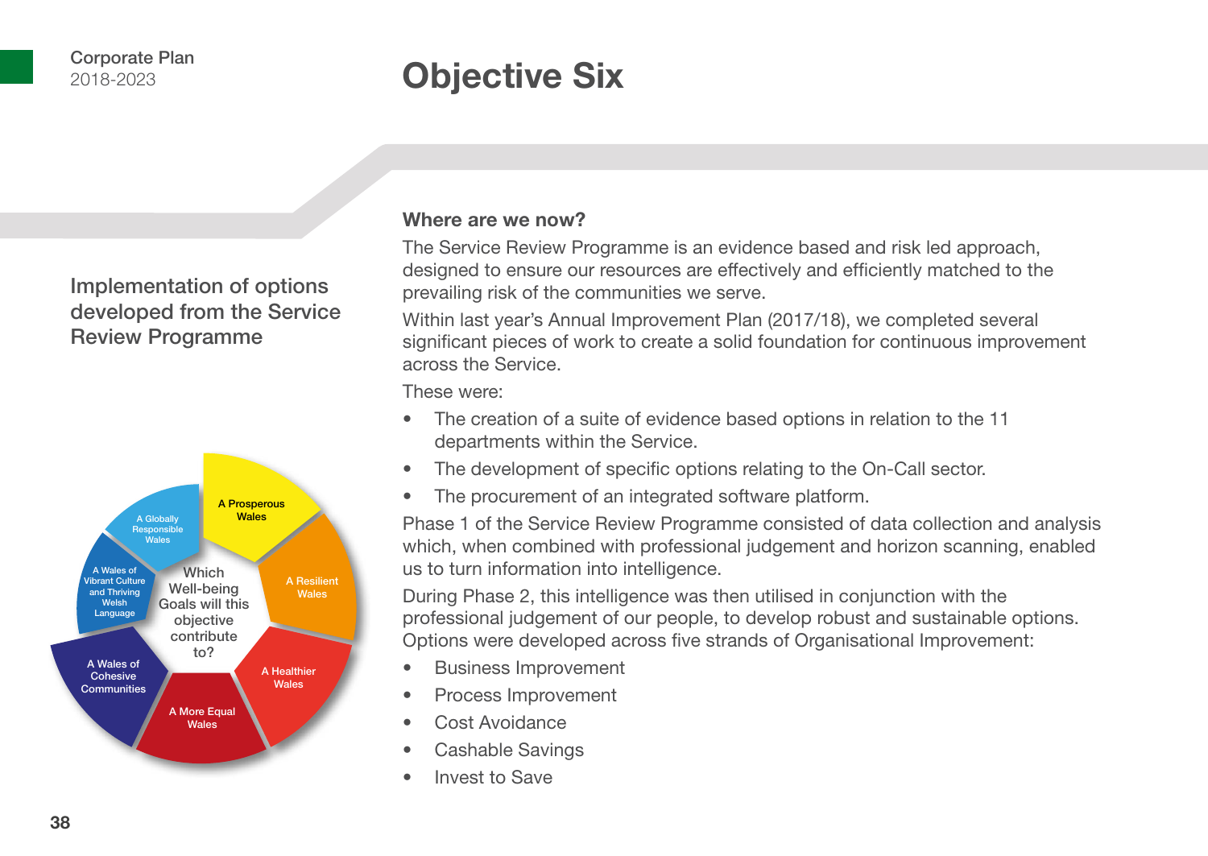# Objective Six

## Implementation of options developed from the Service Review Programme

Which Well-being Goals will this objective contribute to?

- A Prosperous Wales
- A Resilient Wales
- A Healthier Wales
- A More Equal Wales
- A Wales of Cohesive Communities
- A Wales of Vibrant Culture and Thriving Welsh Language
- A Globally Responsible Wales

### Where are we now?

The Service Review Programme is an evidence based and risk led approach, designed to ensure our resources are effectively and efficiently matched to the prevailing risk of the communities we serve.

Within last year's Annual Improvement Plan (2017/18), we completed several significant pieces of work to create a solid foundation for continuous improvement across the Service.

These were:

- The creation of a suite of evidence based options in relation to the 11 departments within the Service.
- The development of specific options relating to the On-Call sector.
- The procurement of an integrated software platform.

Phase 1 of the Service Review Programme consisted of data collection and analysis which, when combined with professional judgement and horizon scanning, enabled us to turn information into intelligence.

During Phase 2, this intelligence was then utilised in conjunction with the professional judgement of our people, to develop robust and sustainable options. Options were developed across five strands of Organisational Improvement:

- Business Improvement
- Process Improvement
- Cost Avoidance
- Cashable Savings
- Invest to Save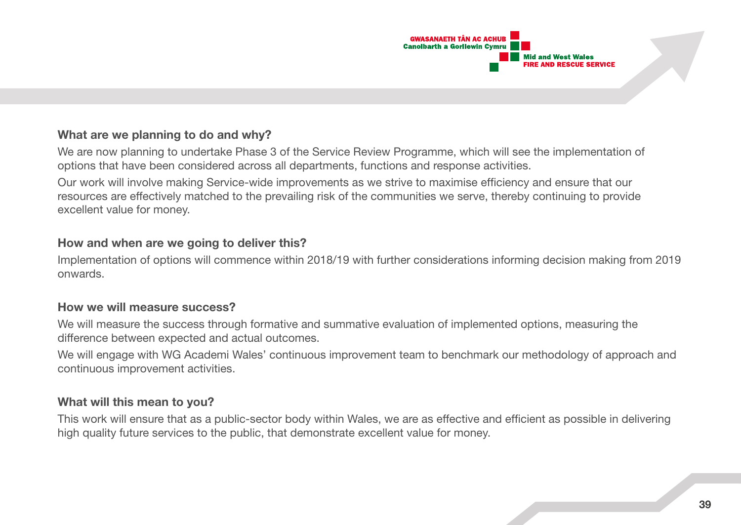### What are we planning to do and why?

We are now planning to undertake Phase 3 of the Service Review Programme, which will see the implementation of options that have been considered across all departments, functions and response activities.

Our work will involve making Service-wide improvements as we strive to maximise efficiency and ensure that our resources are effectively matched to the prevailing risk of the communities we serve, thereby continuing to provide excellent value for money.

### How and when are we going to deliver this?

Implementation of options will commence within 2018/19 with further considerations informing decision making from 2019 onwards.

### How we will measure success?

We will measure the success through formative and summative evaluation of implemented options, measuring the difference between expected and actual outcomes.

We will engage with WG Academi Wales' continuous improvement team to benchmark our methodology of approach and continuous improvement activities.

### What will this mean to you?

This work will ensure that as a public-sector body within Wales, we are as effective and efficient as possible in delivering high quality future services to the public, that demonstrate excellent value for money.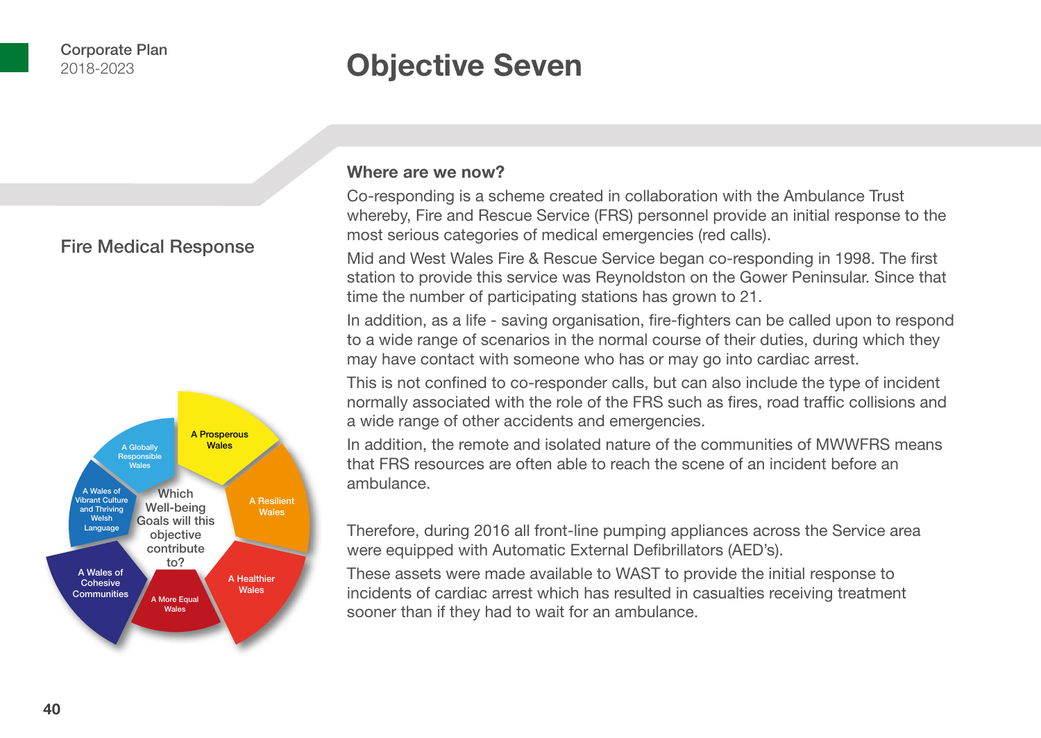# Objective Seven

## Fire Medical Response

Which Well-being Goals will this objective contribute to?

- A Prosperous Wales
- A Resilient Wales
- A Healthier Wales
- A More Equal Wales
- A Wales of Cohesive Communities
- A Wales of Vibrant Culture and Thriving Welsh Language
- A Globally Responsible Wales

### Where are we now?

Co-responding is a scheme created in collaboration with the Ambulance Trust whereby, Fire and Rescue Service (FRS) personnel provide an initial response to the most serious categories of medical emergencies (red calls).

Mid and West Wales Fire & Rescue Service began co-responding in 1998. The first station to provide this service was Reynoldston on the Gower Peninsular. Since that time the number of participating stations has grown to 21.

In addition, as a life - saving organisation, fire-fighters can be called upon to respond to a wide range of scenarios in the normal course of their duties, during which they may have contact with someone who has or may go into cardiac arrest.

This is not confined to co-responder calls, but can also include the type of incident normally associated with the role of the FRS such as fires, road traffic collisions and a wide range of other accidents and emergencies.

In addition, the remote and isolated nature of the communities of MWWFRS means that FRS resources are often able to reach the scene of an incident before an ambulance.

Therefore, during 2016 all front-line pumping appliances across the Service area were equipped with Automatic External Defibrillators (AED's).

These assets were made available to WAST to provide the initial response to incidents of cardiac arrest which has resulted in casualties receiving treatment sooner than if they had to wait for an ambulance.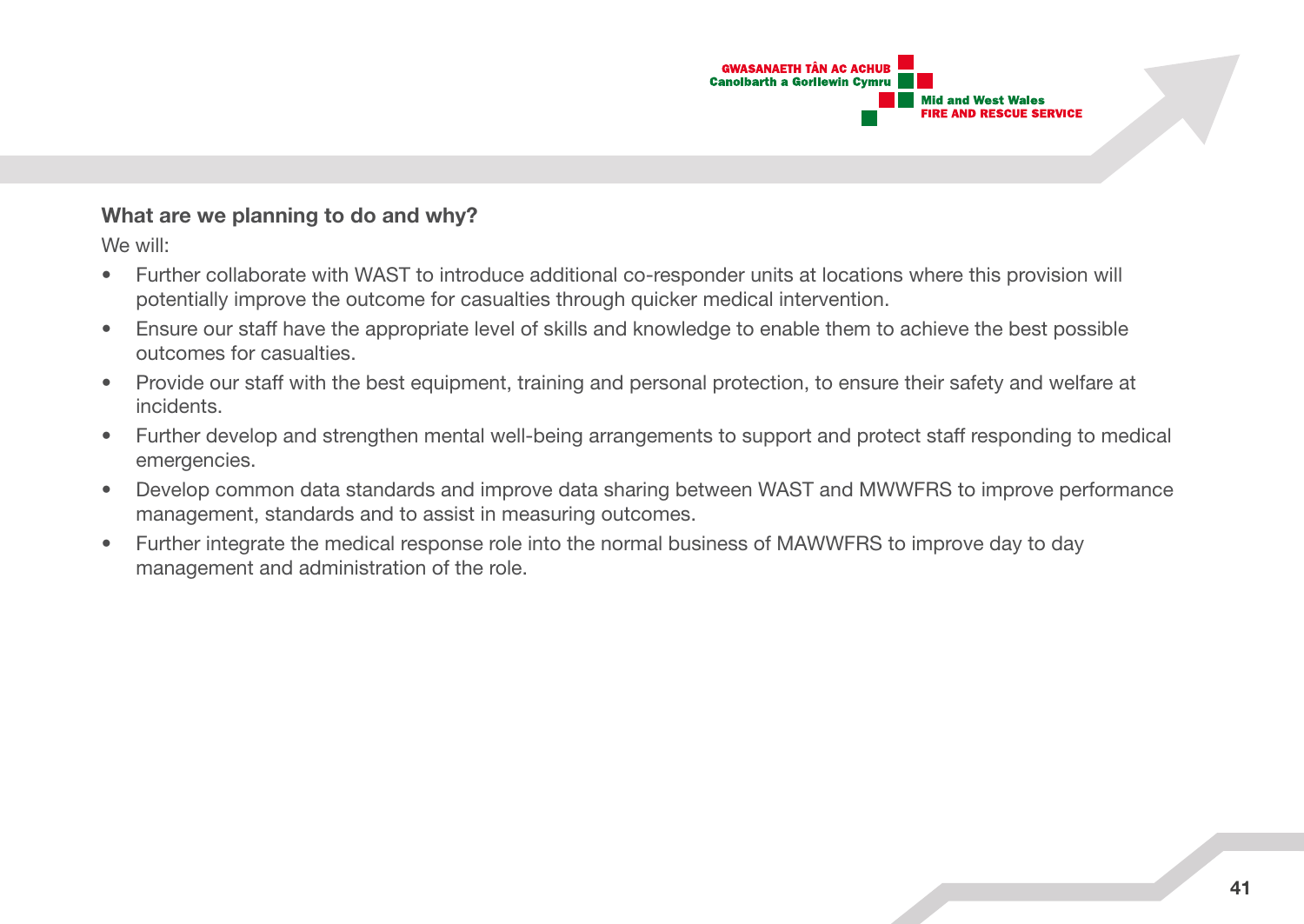**What are we planning to do and why?**

We will:

- Further collaborate with WAST to introduce additional co-responder units at locations where this provision will potentially improve the outcome for casualties through quicker medical intervention.
- Ensure our staff have the appropriate level of skills and knowledge to enable them to achieve the best possible outcomes for casualties.
- Provide our staff with the best equipment, training and personal protection, to ensure their safety and welfare at incidents.
- Further develop and strengthen mental well-being arrangements to support and protect staff responding to medical emergencies.
- Develop common data standards and improve data sharing between WAST and MWWFRS to improve performance management, standards and to assist in measuring outcomes.
- Further integrate the medical response role into the normal business of MAWWFRS to improve day to day management and administration of the role.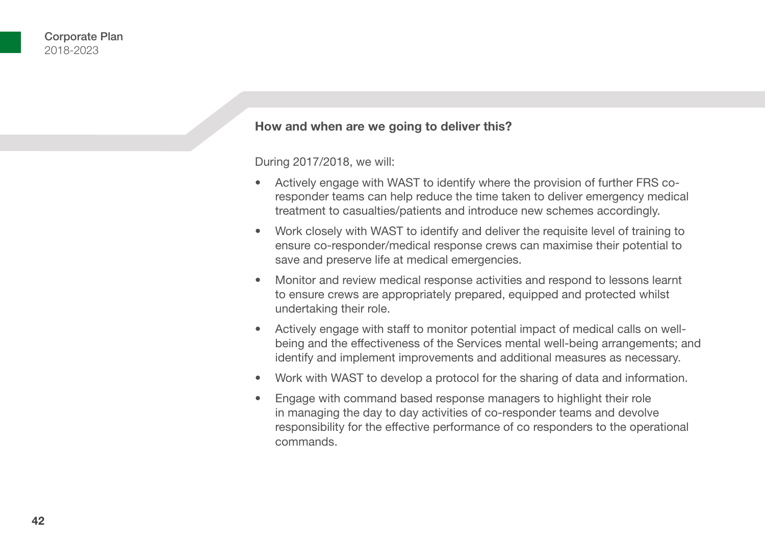### How and when are we going to deliver this?

During 2017/2018, we will:

- Actively engage with WAST to identify where the provision of further FRS co-responder teams can help reduce the time taken to deliver emergency medical treatment to casualties/patients and introduce new schemes accordingly.
- Work closely with WAST to identify and deliver the requisite level of training to ensure co-responder/medical response crews can maximise their potential to save and preserve life at medical emergencies.
- Monitor and review medical response activities and respond to lessons learnt to ensure crews are appropriately prepared, equipped and protected whilst undertaking their role.
- Actively engage with staff to monitor potential impact of medical calls on well-being and the effectiveness of the Services mental well-being arrangements; and identify and implement improvements and additional measures as necessary.
- Work with WAST to develop a protocol for the sharing of data and information.
- Engage with command based response managers to highlight their role in managing the day to day activities of co-responder teams and devolve responsibility for the effective performance of co responders to the operational commands.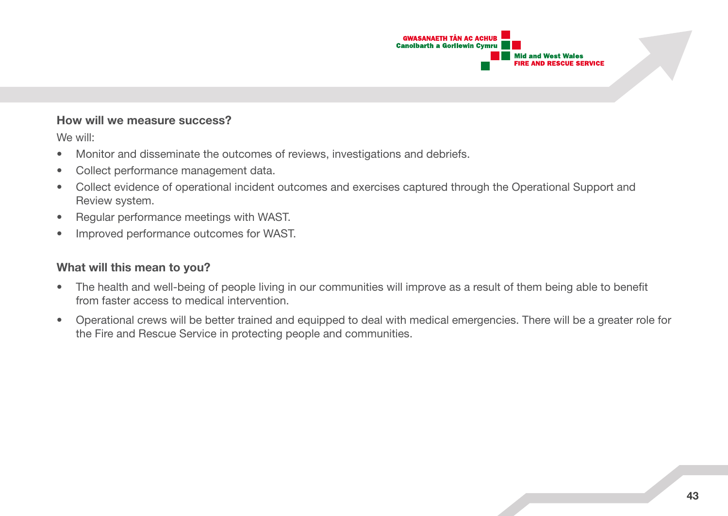### How will we measure success?

We will:

- Monitor and disseminate the outcomes of reviews, investigations and debriefs.
- Collect performance management data.
- Collect evidence of operational incident outcomes and exercises captured through the Operational Support and Review system.
- Regular performance meetings with WAST.
- Improved performance outcomes for WAST.

### What will this mean to you?

- The health and well-being of people living in our communities will improve as a result of them being able to benefit from faster access to medical intervention.
- Operational crews will be better trained and equipped to deal with medical emergencies. There will be a greater role for the Fire and Rescue Service in protecting people and communities.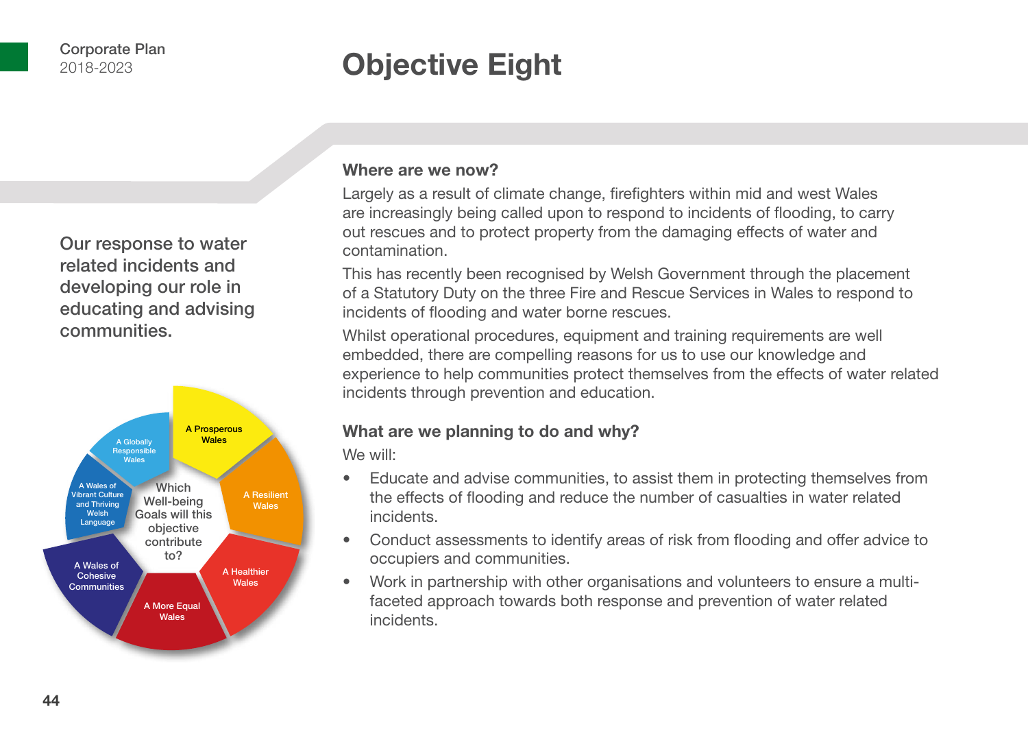# Objective Eight

Our response to water related incidents and developing our role in educating and advising communities.

Which Well-being Goals will this objective contribute to?

- A Prosperous Wales
- A Resilient Wales
- A Healthier Wales
- A More Equal Wales
- A Wales of Cohesive Communities
- A Wales of Vibrant Culture and Thriving Welsh Language
- A Globally Responsible Wales

## Where are we now?

Largely as a result of climate change, firefighters within mid and west Wales are increasingly being called upon to respond to incidents of flooding, to carry out rescues and to protect property from the damaging effects of water and contamination.

This has recently been recognised by Welsh Government through the placement of a Statutory Duty on the three Fire and Rescue Services in Wales to respond to incidents of flooding and water borne rescues.

Whilst operational procedures, equipment and training requirements are well embedded, there are compelling reasons for us to use our knowledge and experience to help communities protect themselves from the effects of water related incidents through prevention and education.

## What are we planning to do and why?

We will:

- Educate and advise communities, to assist them in protecting themselves from the effects of flooding and reduce the number of casualties in water related incidents.
- Conduct assessments to identify areas of risk from flooding and offer advice to occupiers and communities.
- Work in partnership with other organisations and volunteers to ensure a multi-faceted approach towards both response and prevention of water related incidents.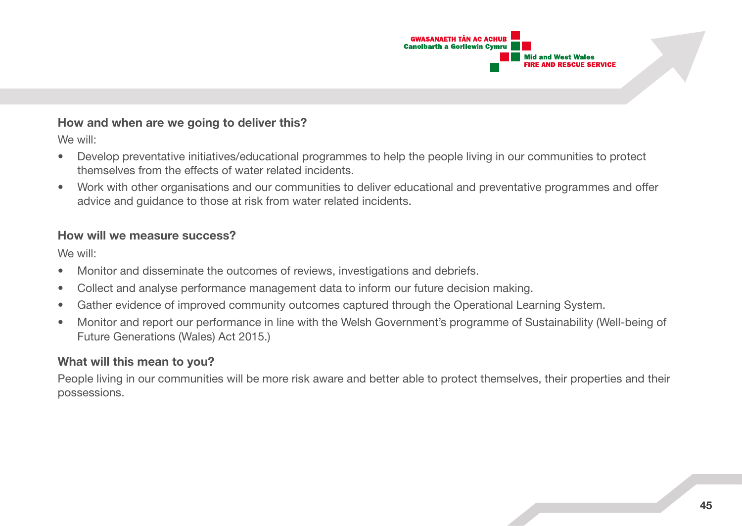### How and when are we going to deliver this?

We will:

- Develop preventative initiatives/educational programmes to help the people living in our communities to protect themselves from the effects of water related incidents.
- Work with other organisations and our communities to deliver educational and preventative programmes and offer advice and guidance to those at risk from water related incidents.

### How will we measure success?

We will:

- Monitor and disseminate the outcomes of reviews, investigations and debriefs.
- Collect and analyse performance management data to inform our future decision making.
- Gather evidence of improved community outcomes captured through the Operational Learning System.
- Monitor and report our performance in line with the Welsh Government's programme of Sustainability (Well-being of Future Generations (Wales) Act 2015.)

### What will this mean to you?

People living in our communities will be more risk aware and better able to protect themselves, their properties and their possessions.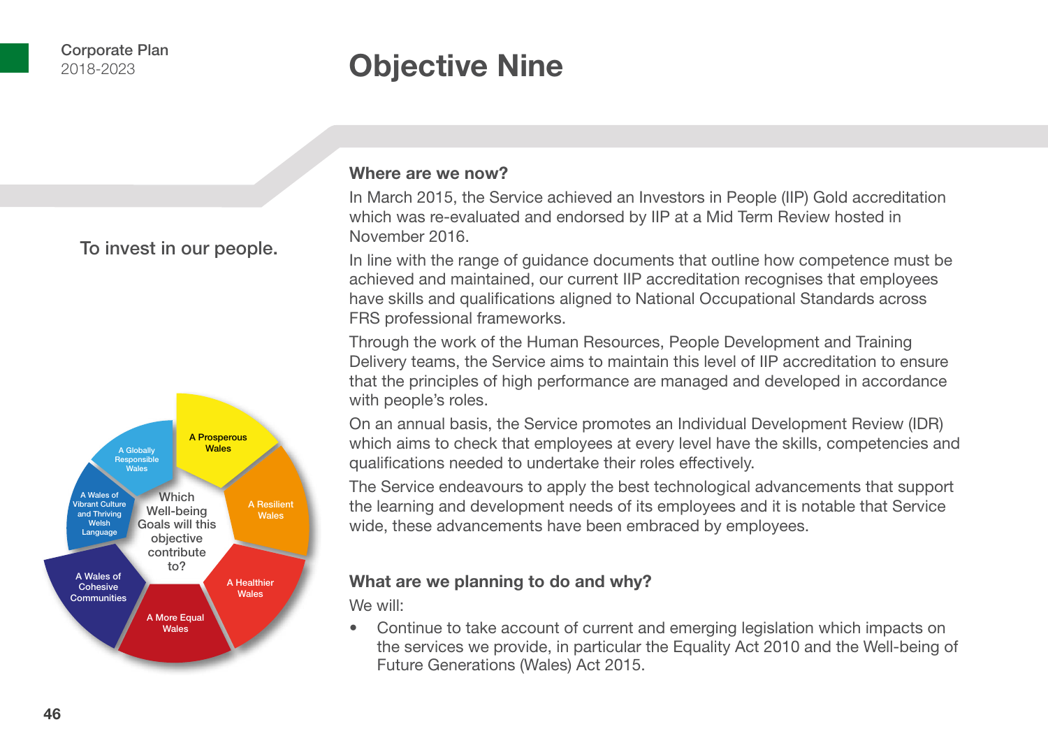# Objective Nine

To invest in our people.

Which Well-being Goals will this objective contribute to?

- A Prosperous Wales
- A Resilient Wales
- A Healthier Wales
- A More Equal Wales
- A Wales of Cohesive Communities
- A Wales of Vibrant Culture and Thriving Welsh Language
- A Globally Responsible Wales

## Where are we now?

In March 2015, the Service achieved an Investors in People (IIP) Gold accreditation which was re-evaluated and endorsed by IIP at a Mid Term Review hosted in November 2016.

In line with the range of guidance documents that outline how competence must be achieved and maintained, our current IIP accreditation recognises that employees have skills and qualifications aligned to National Occupational Standards across FRS professional frameworks.

Through the work of the Human Resources, People Development and Training Delivery teams, the Service aims to maintain this level of IIP accreditation to ensure that the principles of high performance are managed and developed in accordance with people's roles.

On an annual basis, the Service promotes an Individual Development Review (IDR) which aims to check that employees at every level have the skills, competencies and qualifications needed to undertake their roles effectively.

The Service endeavours to apply the best technological advancements that support the learning and development needs of its employees and it is notable that Service wide, these advancements have been embraced by employees.

## What are we planning to do and why?

We will:

- Continue to take account of current and emerging legislation which impacts on the services we provide, in particular the Equality Act 2010 and the Well-being of Future Generations (Wales) Act 2015.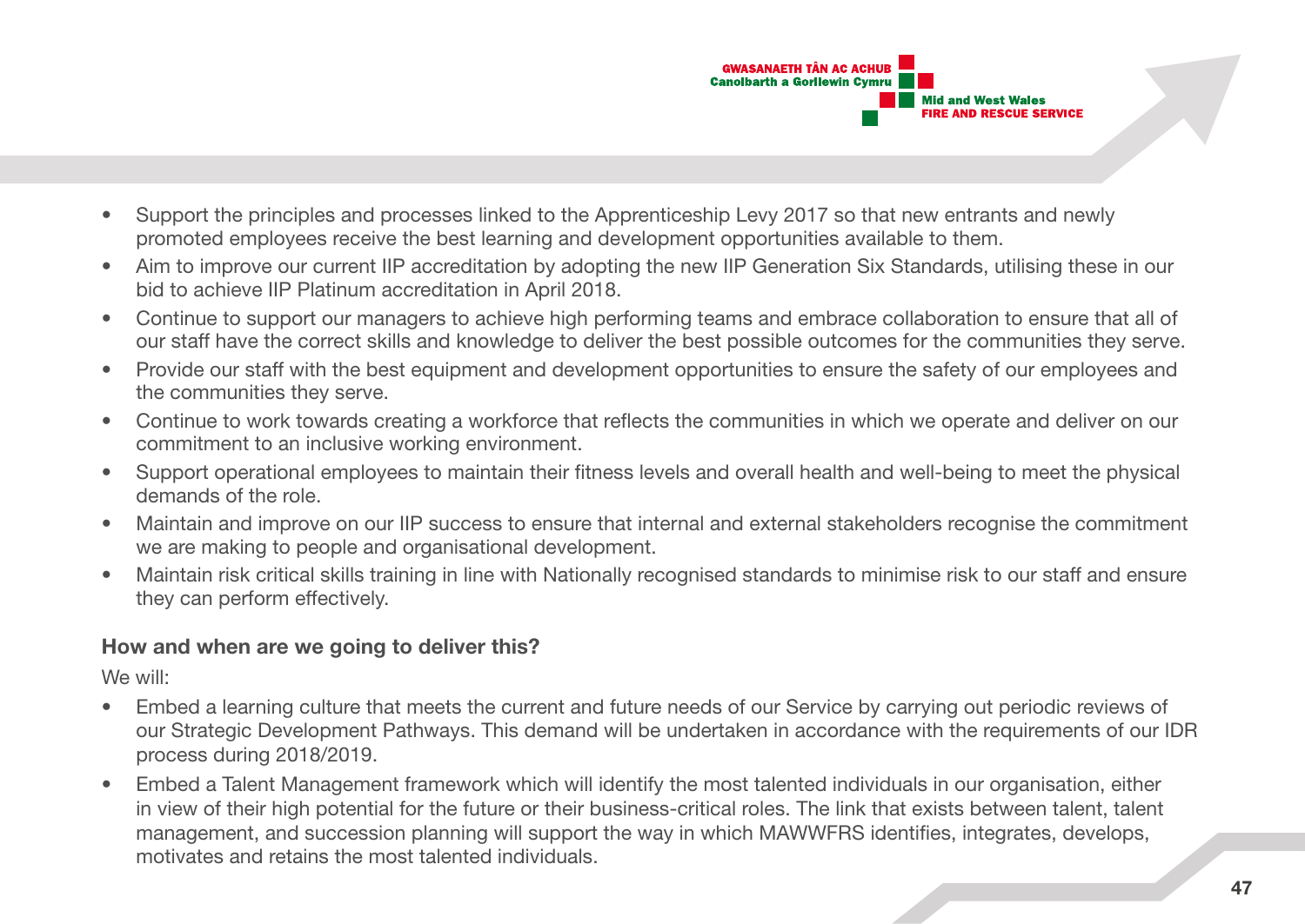- Support the principles and processes linked to the Apprenticeship Levy 2017 so that new entrants and newly promoted employees receive the best learning and development opportunities available to them.
- Aim to improve our current IIP accreditation by adopting the new IIP Generation Six Standards, utilising these in our bid to achieve IIP Platinum accreditation in April 2018.
- Continue to support our managers to achieve high performing teams and embrace collaboration to ensure that all of our staff have the correct skills and knowledge to deliver the best possible outcomes for the communities they serve.
- Provide our staff with the best equipment and development opportunities to ensure the safety of our employees and the communities they serve.
- Continue to work towards creating a workforce that reflects the communities in which we operate and deliver on our commitment to an inclusive working environment.
- Support operational employees to maintain their fitness levels and overall health and well-being to meet the physical demands of the role.
- Maintain and improve on our IIP success to ensure that internal and external stakeholders recognise the commitment we are making to people and organisational development.
- Maintain risk critical skills training in line with Nationally recognised standards to minimise risk to our staff and ensure they can perform effectively.

### How and when are we going to deliver this?

We will:

- Embed a learning culture that meets the current and future needs of our Service by carrying out periodic reviews of our Strategic Development Pathways. This demand will be undertaken in accordance with the requirements of our IDR process during 2018/2019.
- Embed a Talent Management framework which will identify the most talented individuals in our organisation, either in view of their high potential for the future or their business-critical roles. The link that exists between talent, talent management, and succession planning will support the way in which MAWWFRS identifies, integrates, develops, motivates and retains the most talented individuals.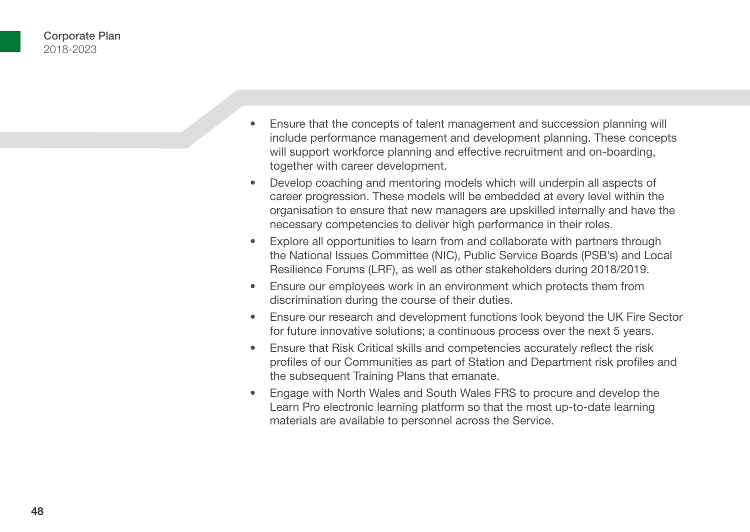- Ensure that the concepts of talent management and succession planning will include performance management and development planning. These concepts will support workforce planning and effective recruitment and on-boarding, together with career development.
- Develop coaching and mentoring models which will underpin all aspects of career progression. These models will be embedded at every level within the organisation to ensure that new managers are upskilled internally and have the necessary competencies to deliver high performance in their roles.
- Explore all opportunities to learn from and collaborate with partners through the National Issues Committee (NIC), Public Service Boards (PSB's) and Local Resilience Forums (LRF), as well as other stakeholders during 2018/2019.
- Ensure our employees work in an environment which protects them from discrimination during the course of their duties.
- Ensure our research and development functions look beyond the UK Fire Sector for future innovative solutions; a continuous process over the next 5 years.
- Ensure that Risk Critical skills and competencies accurately reflect the risk profiles of our Communities as part of Station and Department risk profiles and the subsequent Training Plans that emanate.
- Engage with North Wales and South Wales FRS to procure and develop the Learn Pro electronic learning platform so that the most up-to-date learning materials are available to personnel across the Service.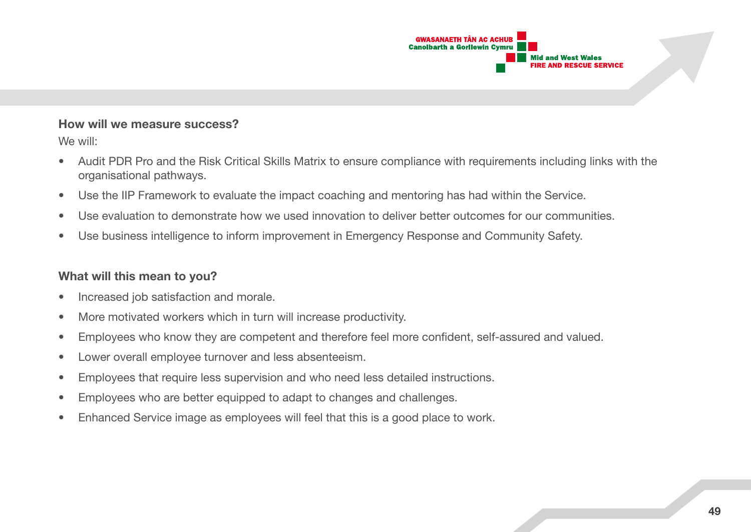### How will we measure success?

We will:

- Audit PDR Pro and the Risk Critical Skills Matrix to ensure compliance with requirements including links with the organisational pathways.
- Use the IIP Framework to evaluate the impact coaching and mentoring has had within the Service.
- Use evaluation to demonstrate how we used innovation to deliver better outcomes for our communities.
- Use business intelligence to inform improvement in Emergency Response and Community Safety.

### What will this mean to you?

- Increased job satisfaction and morale.
- More motivated workers which in turn will increase productivity.
- Employees who know they are competent and therefore feel more confident, self-assured and valued.
- Lower overall employee turnover and less absenteeism.
- Employees that require less supervision and who need less detailed instructions.
- Employees who are better equipped to adapt to changes and challenges.
- Enhanced Service image as employees will feel that this is a good place to work.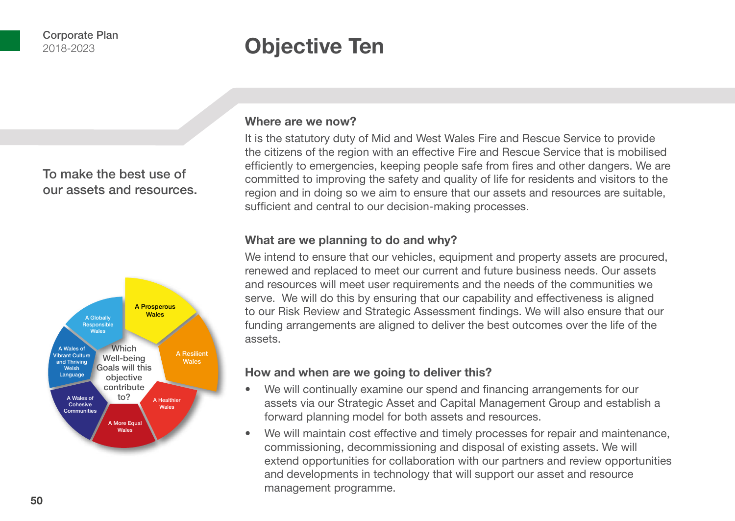# Objective Ten

To make the best use of our assets and resources.

Which Well-being Goals will this objective contribute to?

- A Prosperous Wales
- A Resilient Wales
- A Healthier Wales
- A More Equal Wales
- A Wales of Cohesive Communities
- A Wales of Vibrant Culture and Thriving Welsh Language
- A Globally Responsible Wales

## Where are we now?

It is the statutory duty of Mid and West Wales Fire and Rescue Service to provide the citizens of the region with an effective Fire and Rescue Service that is mobilised efficiently to emergencies, keeping people safe from fires and other dangers. We are committed to improving the safety and quality of life for residents and visitors to the region and in doing so we aim to ensure that our assets and resources are suitable, sufficient and central to our decision-making processes.

## What are we planning to do and why?

We intend to ensure that our vehicles, equipment and property assets are procured, renewed and replaced to meet our current and future business needs. Our assets and resources will meet user requirements and the needs of the communities we serve. We will do this by ensuring that our capability and effectiveness is aligned to our Risk Review and Strategic Assessment findings. We will also ensure that our funding arrangements are aligned to deliver the best outcomes over the life of the assets.

## How and when are we going to deliver this?

- We will continually examine our spend and financing arrangements for our assets via our Strategic Asset and Capital Management Group and establish a forward planning model for both assets and resources.
- We will maintain cost effective and timely processes for repair and maintenance, commissioning, decommissioning and disposal of existing assets. We will extend opportunities for collaboration with our partners and review opportunities and developments in technology that will support our asset and resource management programme.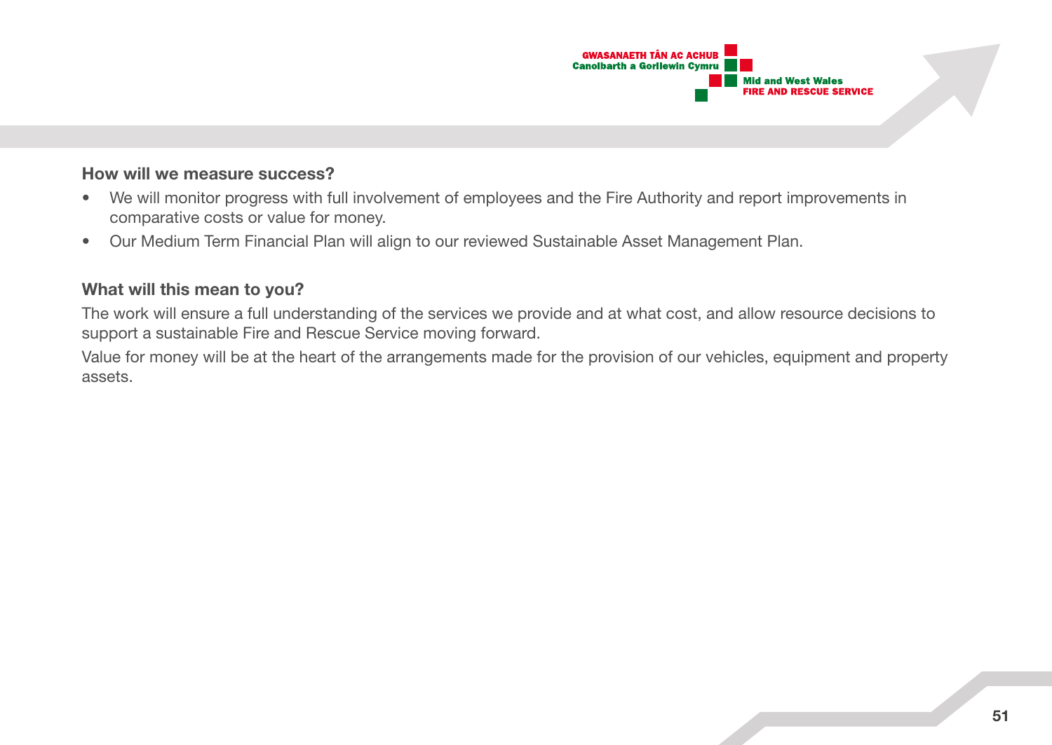### How will we measure success?

- We will monitor progress with full involvement of employees and the Fire Authority and report improvements in comparative costs or value for money.
- Our Medium Term Financial Plan will align to our reviewed Sustainable Asset Management Plan.

### What will this mean to you?

The work will ensure a full understanding of the services we provide and at what cost, and allow resource decisions to support a sustainable Fire and Rescue Service moving forward.

Value for money will be at the heart of the arrangements made for the provision of our vehicles, equipment and property assets.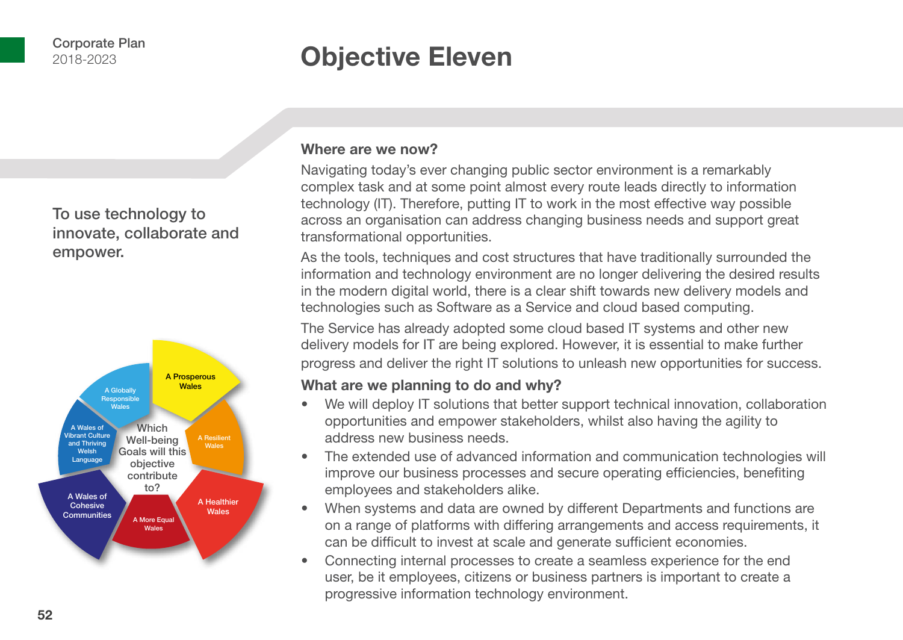# Objective Eleven

To use technology to innovate, collaborate and empower.

Which Well-being Goals will this objective contribute to?

- A Prosperous Wales
- A Resilient Wales
- A Healthier Wales
- A More Equal Wales
- A Wales of Cohesive Communities
- A Wales of Vibrant Culture and Thriving Welsh Language
- A Globally Responsible Wales

## Where are we now?

Navigating today's ever changing public sector environment is a remarkably complex task and at some point almost every route leads directly to information technology (IT). Therefore, putting IT to work in the most effective way possible across an organisation can address changing business needs and support great transformational opportunities.

As the tools, techniques and cost structures that have traditionally surrounded the information and technology environment are no longer delivering the desired results in the modern digital world, there is a clear shift towards new delivery models and technologies such as Software as a Service and cloud based computing.

The Service has already adopted some cloud based IT systems and other new delivery models for IT are being explored. However, it is essential to make further progress and deliver the right IT solutions to unleash new opportunities for success.

## What are we planning to do and why?

- We will deploy IT solutions that better support technical innovation, collaboration opportunities and empower stakeholders, whilst also having the agility to address new business needs.
- The extended use of advanced information and communication technologies will improve our business processes and secure operating efficiencies, benefiting employees and stakeholders alike.
- When systems and data are owned by different Departments and functions are on a range of platforms with differing arrangements and access requirements, it can be difficult to invest at scale and generate sufficient economies.
- Connecting internal processes to create a seamless experience for the end user, be it employees, citizens or business partners is important to create a progressive information technology environment.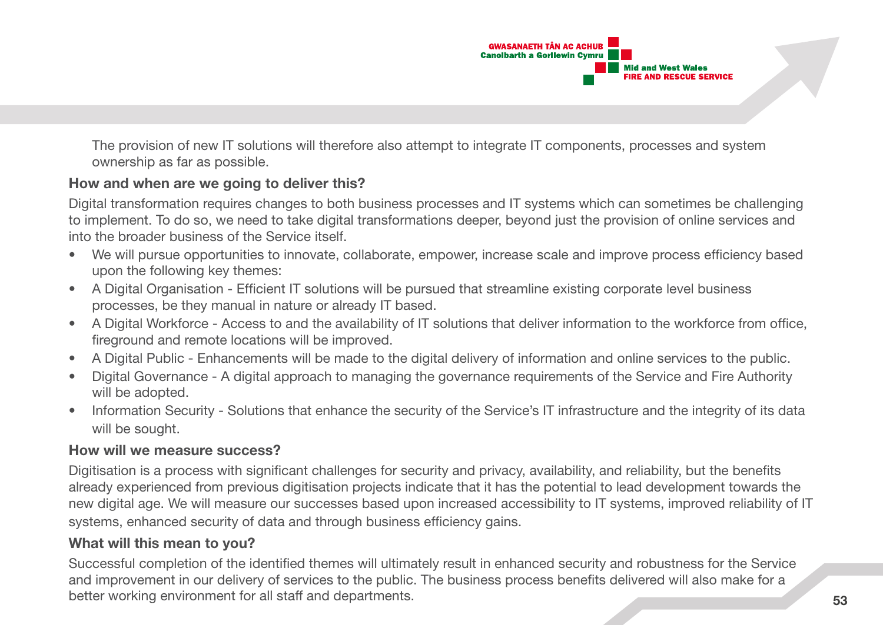The provision of new IT solutions will therefore also attempt to integrate IT components, processes and system ownership as far as possible.

### How and when are we going to deliver this?

Digital transformation requires changes to both business processes and IT systems which can sometimes be challenging to implement. To do so, we need to take digital transformations deeper, beyond just the provision of online services and into the broader business of the Service itself.

- We will pursue opportunities to innovate, collaborate, empower, increase scale and improve process efficiency based upon the following key themes:
- A Digital Organisation - Efficient IT solutions will be pursued that streamline existing corporate level business processes, be they manual in nature or already IT based.
- A Digital Workforce - Access to and the availability of IT solutions that deliver information to the workforce from office, fireground and remote locations will be improved.
- A Digital Public - Enhancements will be made to the digital delivery of information and online services to the public.
- Digital Governance - A digital approach to managing the governance requirements of the Service and Fire Authority will be adopted.
- Information Security - Solutions that enhance the security of the Service's IT infrastructure and the integrity of its data will be sought.

### How will we measure success?

Digitisation is a process with significant challenges for security and privacy, availability, and reliability, but the benefits already experienced from previous digitisation projects indicate that it has the potential to lead development towards the new digital age. We will measure our successes based upon increased accessibility to IT systems, improved reliability of IT systems, enhanced security of data and through business efficiency gains.

### What will this mean to you?

Successful completion of the identified themes will ultimately result in enhanced security and robustness for the Service and improvement in our delivery of services to the public. The business process benefits delivered will also make for a better working environment for all staff and departments.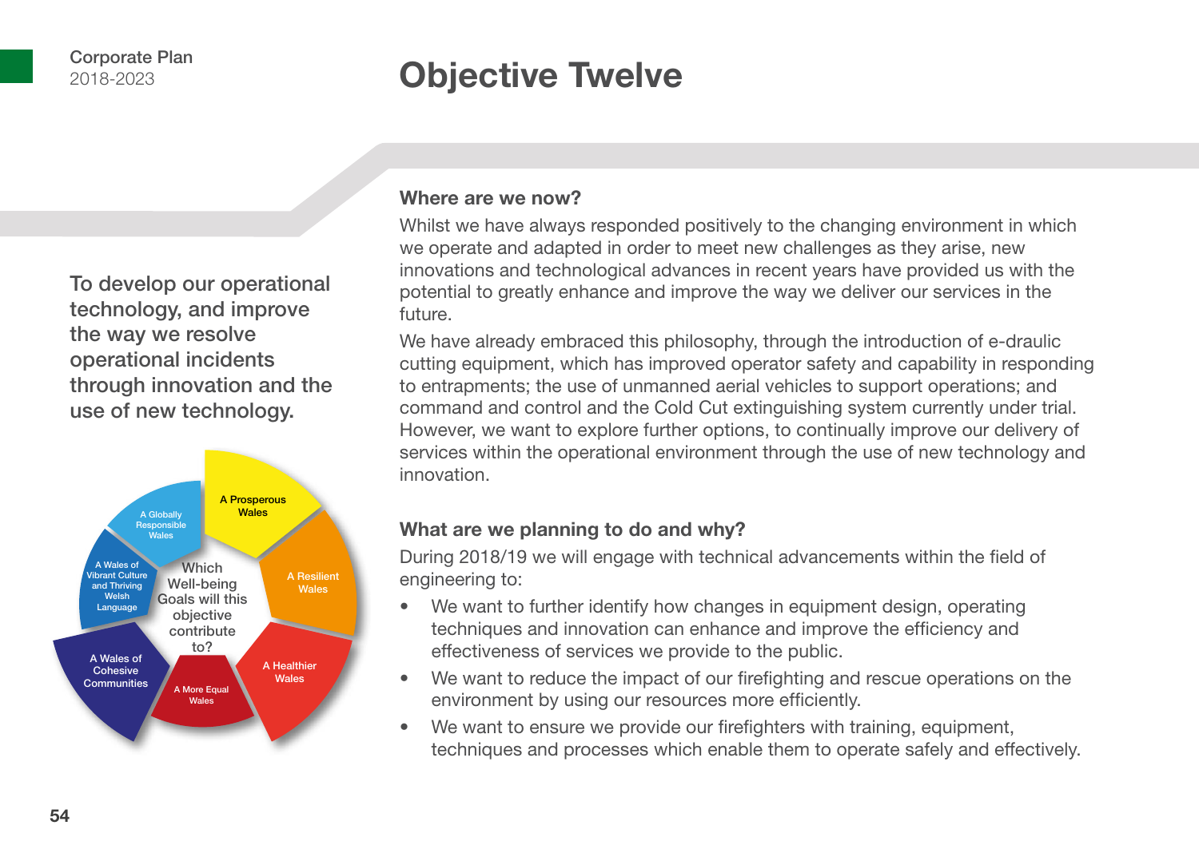# Objective Twelve

To develop our operational technology, and improve the way we resolve operational incidents through innovation and the use of new technology.

Which Well-being Goals will this objective contribute to?

- A Prosperous Wales
- A Resilient Wales
- A Healthier Wales
- A More Equal Wales
- A Wales of Cohesive Communities
- A Wales of Vibrant Culture and Thriving Welsh Language
- A Globally Responsible Wales

### Where are we now?

Whilst we have always responded positively to the changing environment in which we operate and adapted in order to meet new challenges as they arise, new innovations and technological advances in recent years have provided us with the potential to greatly enhance and improve the way we deliver our services in the future.

We have already embraced this philosophy, through the introduction of e-draulic cutting equipment, which has improved operator safety and capability in responding to entrapments; the use of unmanned aerial vehicles to support operations; and command and control and the Cold Cut extinguishing system currently under trial. However, we want to explore further options, to continually improve our delivery of services within the operational environment through the use of new technology and innovation.

### What are we planning to do and why?

During 2018/19 we will engage with technical advancements within the field of engineering to:

- We want to further identify how changes in equipment design, operating techniques and innovation can enhance and improve the efficiency and effectiveness of services we provide to the public.
- We want to reduce the impact of our firefighting and rescue operations on the environment by using our resources more efficiently.
- We want to ensure we provide our firefighters with training, equipment, techniques and processes which enable them to operate safely and effectively.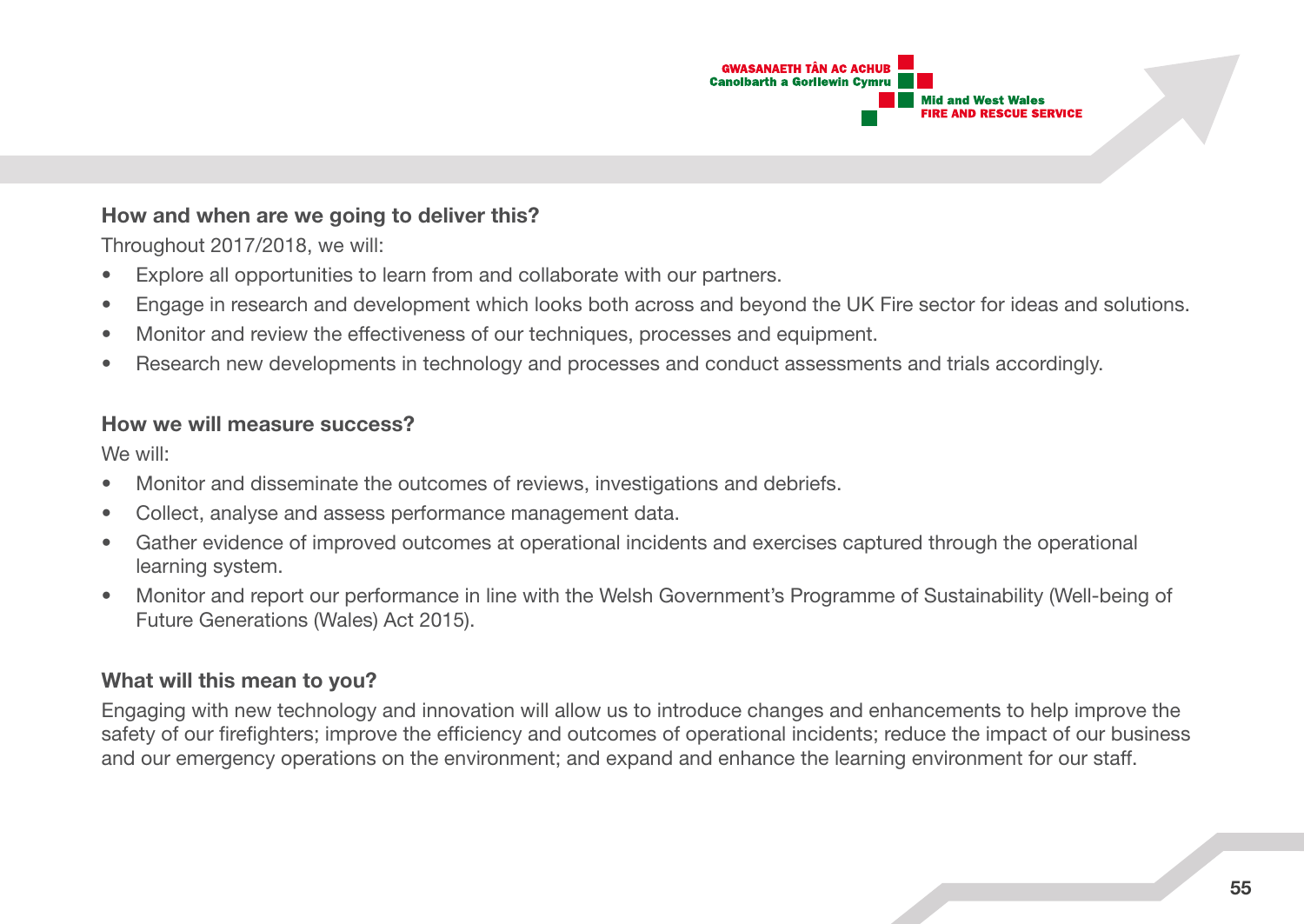### How and when are we going to deliver this?

Throughout 2017/2018, we will:

- Explore all opportunities to learn from and collaborate with our partners.
- Engage in research and development which looks both across and beyond the UK Fire sector for ideas and solutions.
- Monitor and review the effectiveness of our techniques, processes and equipment.
- Research new developments in technology and processes and conduct assessments and trials accordingly.

### How we will measure success?

We will:

- Monitor and disseminate the outcomes of reviews, investigations and debriefs.
- Collect, analyse and assess performance management data.
- Gather evidence of improved outcomes at operational incidents and exercises captured through the operational learning system.
- Monitor and report our performance in line with the Welsh Government's Programme of Sustainability (Well-being of Future Generations (Wales) Act 2015).

### What will this mean to you?

Engaging with new technology and innovation will allow us to introduce changes and enhancements to help improve the safety of our firefighters; improve the efficiency and outcomes of operational incidents; reduce the impact of our business and our emergency operations on the environment; and expand and enhance the learning environment for our staff.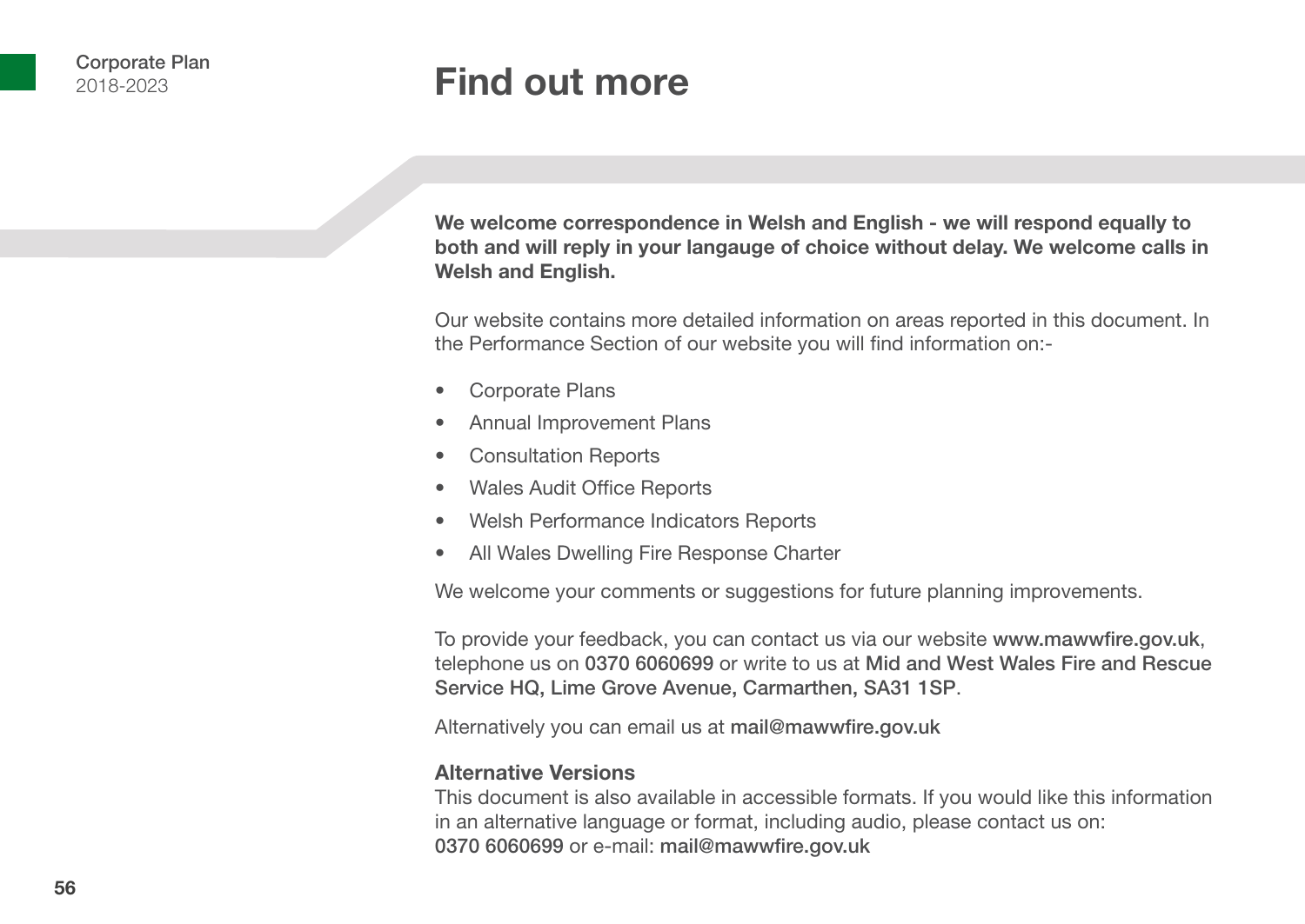# Find out more

**We welcome correspondence in Welsh and English - we will respond equally to both and will reply in your langauge of choice without delay. We welcome calls in Welsh and English.**

Our website contains more detailed information on areas reported in this document. In the Performance Section of our website you will find information on:-

- Corporate Plans
- Annual Improvement Plans
- Consultation Reports
- Wales Audit Office Reports
- Welsh Performance Indicators Reports
- All Wales Dwelling Fire Response Charter

We welcome your comments or suggestions for future planning improvements.

To provide your feedback, you can contact us via our website www.mawwfire.gov.uk, telephone us on 0370 6060699 or write to us at Mid and West Wales Fire and Rescue Service HQ, Lime Grove Avenue, Carmarthen, SA31 1SP.

Alternatively you can email us at mail@mawwfire.gov.uk

**Alternative Versions**

This document is also available in accessible formats. If you would like this information in an alternative language or format, including audio, please contact us on: 0370 6060699 or e-mail: mail@mawwfire.gov.uk